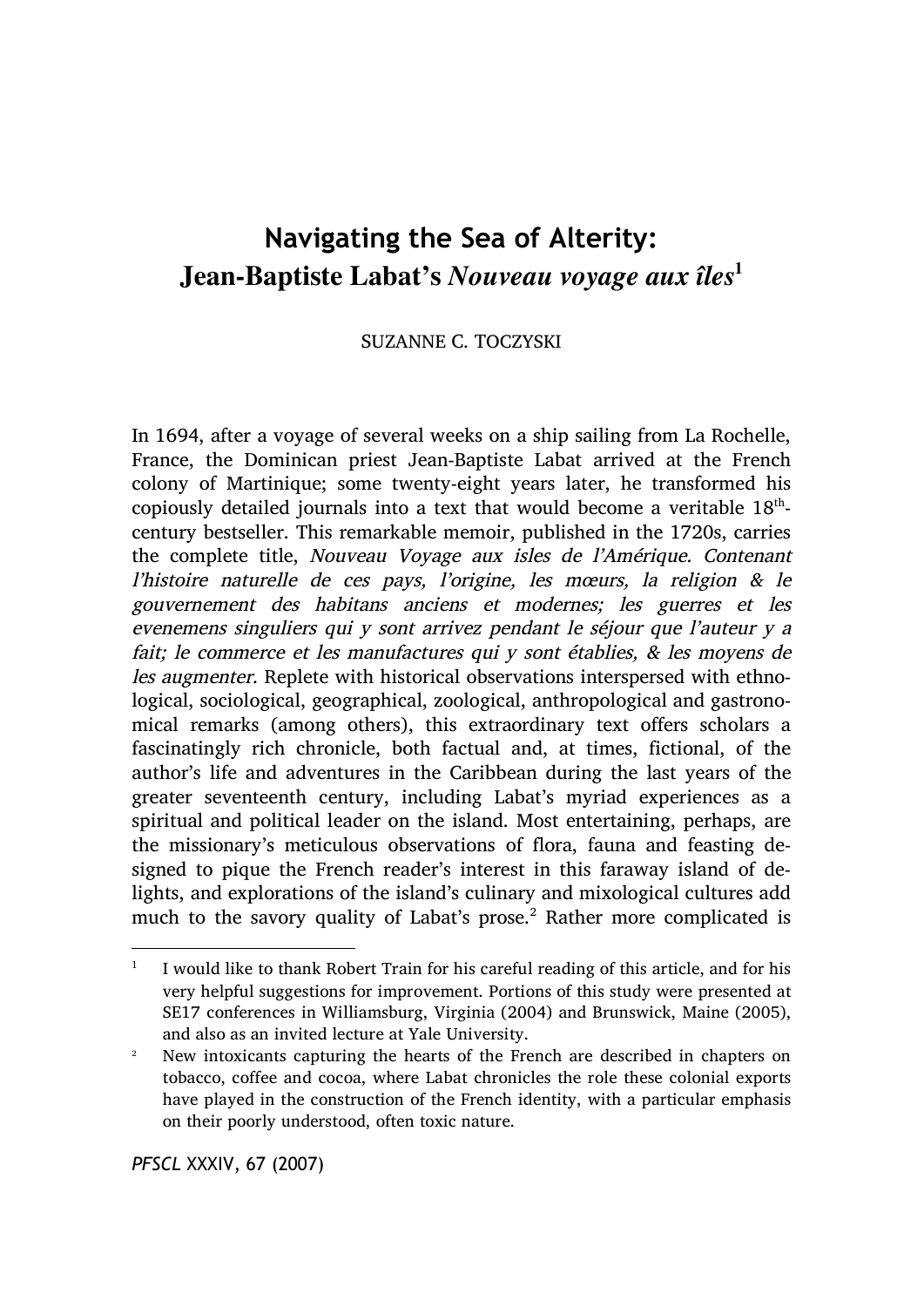# Navigating the Sea of Alterity: Jean-Baptiste Labat's *Nouveau voyage aux îles*[1]

SUZANNE C. TOCZYSKI

In 1694, after a voyage of several weeks on a ship sailing from La Rochelle, France, the Dominican priest Jean-Baptiste Labat arrived at the French colony of Martinique; some twenty-eight years later, he transformed his copiously detailed journals into a text that would become a veritable 18th-century bestseller. This remarkable memoir, published in the 1720s, carries the complete title, *Nouveau Voyage aux isles de l'Amérique. Contenant l'histoire naturelle de ces pays, l'origine, les mœurs, la religion & le gouvernement des habitans anciens et modernes; les guerres et les evenemens singuliers qui y sont arrivez pendant le séjour que l'auteur y a fait; le commerce et les manufactures qui y sont établies, & les moyens de les augmenter.* Replete with historical observations interspersed with ethnological, sociological, geographical, zoological, anthropological and gastronomical remarks (among others), this extraordinary text offers scholars a fascinatingly rich chronicle, both factual and, at times, fictional, of the author's life and adventures in the Caribbean during the last years of the greater seventeenth century, including Labat's myriad experiences as a spiritual and political leader on the island. Most entertaining, perhaps, are the missionary's meticulous observations of flora, fauna and feasting designed to pique the French reader's interest in this faraway island of delights, and explorations of the island's culinary and mixological cultures add much to the savory quality of Labat's prose.[2] Rather more complicated is

---

[1] I would like to thank Robert Train for his careful reading of this article, and for his very helpful suggestions for improvement. Portions of this study were presented at SE17 conferences in Williamsburg, Virginia (2004) and Brunswick, Maine (2005), and also as an invited lecture at Yale University.

[2] New intoxicants capturing the hearts of the French are described in chapters on tobacco, coffee and cocoa, where Labat chronicles the role these colonial exports have played in the construction of the French identity, with a particular emphasis on their poorly understood, often toxic nature.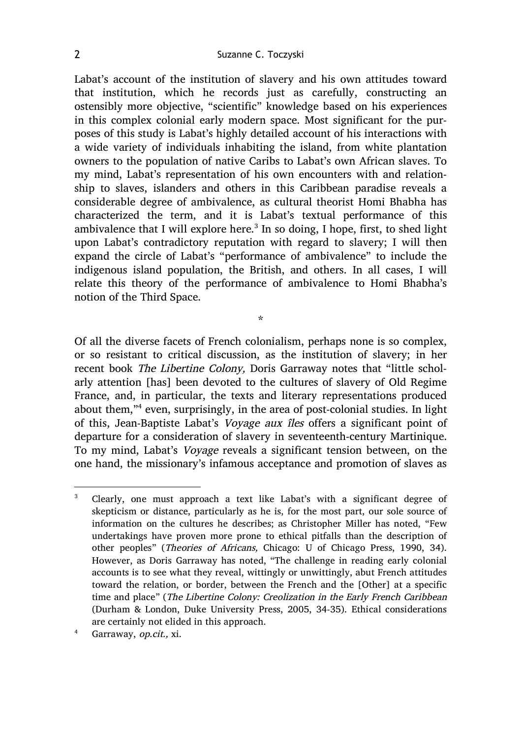Labat's account of the institution of slavery and his own attitudes toward that institution, which he records just as carefully, constructing an ostensibly more objective, "scientific" knowledge based on his experiences in this complex colonial early modern space. Most significant for the purposes of this study is Labat's highly detailed account of his interactions with a wide variety of individuals inhabiting the island, from white plantation owners to the population of native Caribs to Labat's own African slaves. To my mind, Labat's representation of his own encounters with and relationship to slaves, islanders and others in this Caribbean paradise reveals a considerable degree of ambivalence, as cultural theorist Homi Bhabha has characterized the term, and it is Labat's textual performance of this ambivalence that I will explore here.[3] In so doing, I hope, first, to shed light upon Labat's contradictory reputation with regard to slavery; I will then expand the circle of Labat's "performance of ambivalence" to include the indigenous island population, the British, and others. In all cases, I will relate this theory of the performance of ambivalence to Homi Bhabha's notion of the Third Space.

*

Of all the diverse facets of French colonialism, perhaps none is so complex, or so resistant to critical discussion, as the institution of slavery; in her recent book *The Libertine Colony,* Doris Garraway notes that "little scholarly attention [has] been devoted to the cultures of slavery of Old Regime France, and, in particular, the texts and literary representations produced about them,"[4] even, surprisingly, in the area of post-colonial studies. In light of this, Jean-Baptiste Labat's *Voyage aux îles* offers a significant point of departure for a consideration of slavery in seventeenth-century Martinique. To my mind, Labat's *Voyage* reveals a significant tension between, on the one hand, the missionary's infamous acceptance and promotion of slaves as

---

[3] Clearly, one must approach a text like Labat's with a significant degree of skepticism or distance, particularly as he is, for the most part, our sole source of information on the cultures he describes; as Christopher Miller has noted, "Few undertakings have proven more prone to ethical pitfalls than the description of other peoples" (*Theories of Africans,* Chicago: U of Chicago Press, 1990, 34). However, as Doris Garraway has noted, "The challenge in reading early colonial accounts is to see what they reveal, wittingly or unwittingly, abut French attitudes toward the relation, or border, between the French and the [Other] at a specific time and place" (*The Libertine Colony: Creolization in the Early French Caribbean* (Durham & London, Duke University Press, 2005, 34-35). Ethical considerations are certainly not elided in this approach.

[4] Garraway, *op.cit.,* xi.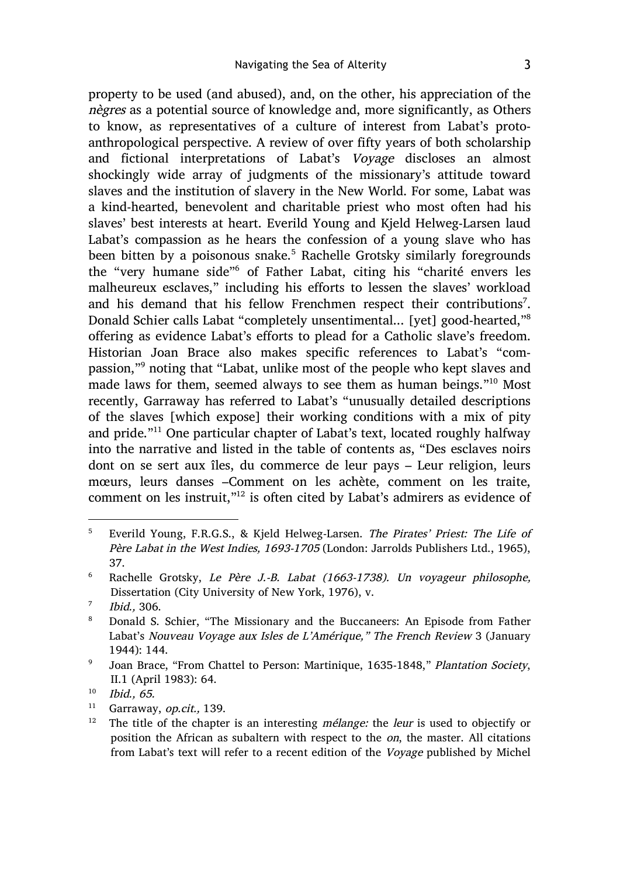property to be used (and abused), and, on the other, his appreciation of the *nègres* as a potential source of knowledge and, more significantly, as Others to know, as representatives of a culture of interest from Labat's proto-anthropological perspective. A review of over fifty years of both scholarship and fictional interpretations of Labat's *Voyage* discloses an almost shockingly wide array of judgments of the missionary's attitude toward slaves and the institution of slavery in the New World. For some, Labat was a kind-hearted, benevolent and charitable priest who most often had his slaves' best interests at heart. Everild Young and Kjeld Helweg-Larsen laud Labat's compassion as he hears the confession of a young slave who has been bitten by a poisonous snake.[5] Rachelle Grotsky similarly foregrounds the "very humane side"[6] of Father Labat, citing his "charité envers les malheureux esclaves," including his efforts to lessen the slaves' workload and his demand that his fellow Frenchmen respect their contributions[7]. Donald Schier calls Labat "completely unsentimental... [yet] good-hearted,"[8] offering as evidence Labat's efforts to plead for a Catholic slave's freedom. Historian Joan Brace also makes specific references to Labat's "compassion,"[9] noting that "Labat, unlike most of the people who kept slaves and made laws for them, seemed always to see them as human beings."[10] Most recently, Garraway has referred to Labat's "unusually detailed descriptions of the slaves [which expose] their working conditions with a mix of pity and pride."[11] One particular chapter of Labat's text, located roughly halfway into the narrative and listed in the table of contents as, "Des esclaves noirs dont on se sert aux îles, du commerce de leur pays – Leur religion, leurs mœurs, leurs danses –Comment on les achète, comment on les traite, comment on les instruit,"[12] is often cited by Labat's admirers as evidence of

---

[5] Everild Young, F.R.G.S., & Kjeld Helweg-Larsen. *The Pirates' Priest: The Life of Père Labat in the West Indies, 1693-1705* (London: Jarrolds Publishers Ltd., 1965), 37.

[6] Rachelle Grotsky, *Le Père J.-B. Labat (1663-1738). Un voyageur philosophe,* Dissertation (City University of New York, 1976), v.

[7] *Ibid.,* 306.

[8] Donald S. Schier, "The Missionary and the Buccaneers: An Episode from Father Labat's *Nouveau Voyage aux Isles de L'Amérique," The French Review* 3 (January 1944): 144.

[9] Joan Brace, "From Chattel to Person: Martinique, 1635-1848," *Plantation Society*, II.1 (April 1983): 64.

[10] *Ibid., 65.*

[11] Garraway, *op.cit.,* 139.

[12] The title of the chapter is an interesting *mélange:* the *leur* is used to objectify or position the African as subaltern with respect to the *on*, the master. All citations from Labat's text will refer to a recent edition of the *Voyage* published by Michel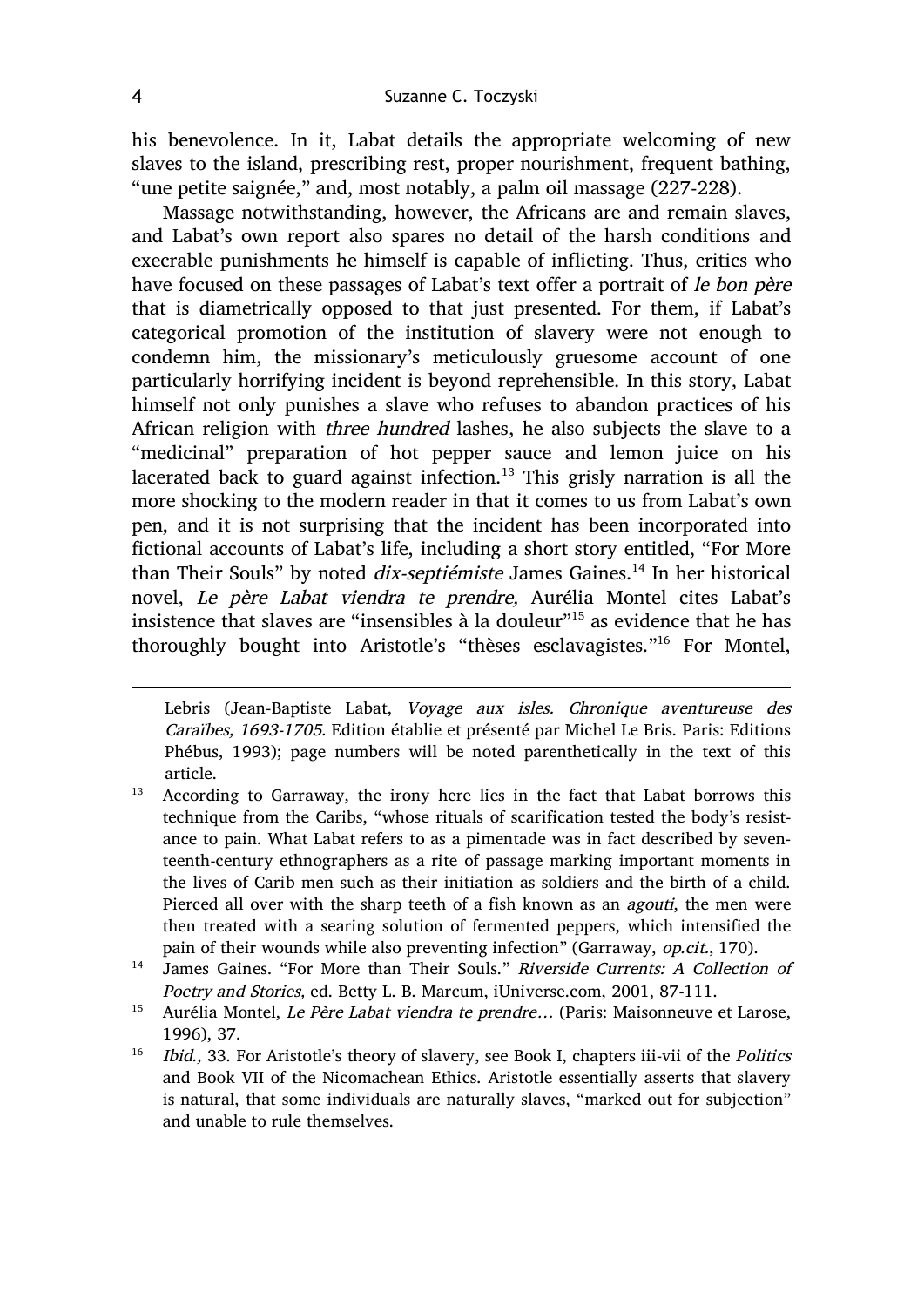his benevolence. In it, Labat details the appropriate welcoming of new slaves to the island, prescribing rest, proper nourishment, frequent bathing, "une petite saignée," and, most notably, a palm oil massage (227-228).

Massage notwithstanding, however, the Africans are and remain slaves, and Labat's own report also spares no detail of the harsh conditions and execrable punishments he himself is capable of inflicting. Thus, critics who have focused on these passages of Labat's text offer a portrait of *le bon père* that is diametrically opposed to that just presented. For them, if Labat's categorical promotion of the institution of slavery were not enough to condemn him, the missionary's meticulously gruesome account of one particularly horrifying incident is beyond reprehensible. In this story, Labat himself not only punishes a slave who refuses to abandon practices of his African religion with *three hundred* lashes, he also subjects the slave to a "medicinal" preparation of hot pepper sauce and lemon juice on his lacerated back to guard against infection.[13] This grisly narration is all the more shocking to the modern reader in that it comes to us from Labat's own pen, and it is not surprising that the incident has been incorporated into fictional accounts of Labat's life, including a short story entitled, "For More than Their Souls" by noted *dix-septiémiste* James Gaines.[14] In her historical novel, *Le père Labat viendra te prendre,* Aurélia Montel cites Labat's insistence that slaves are "insensibles à la douleur"[15] as evidence that he has thoroughly bought into Aristotle's "thèses esclavagistes."[16] For Montel,

---

Lebris (Jean-Baptiste Labat, *Voyage aux isles. Chronique aventureuse des Caraïbes, 1693-1705.* Edition établie et présenté par Michel Le Bris. Paris: Editions Phébus, 1993); page numbers will be noted parenthetically in the text of this article.

[13] According to Garraway, the irony here lies in the fact that Labat borrows this technique from the Caribs, "whose rituals of scarification tested the body's resistance to pain. What Labat refers to as a pimentade was in fact described by seventeenth-century ethnographers as a rite of passage marking important moments in the lives of Carib men such as their initiation as soldiers and the birth of a child. Pierced all over with the sharp teeth of a fish known as an *agouti*, the men were then treated with a searing solution of fermented peppers, which intensified the pain of their wounds while also preventing infection" (Garraway, *op.cit.*, 170).

[14] James Gaines. "For More than Their Souls." *Riverside Currents: A Collection of Poetry and Stories,* ed. Betty L. B. Marcum, iUniverse.com, 2001, 87-111.

[15] Aurélia Montel, *Le Père Labat viendra te prendre…* (Paris: Maisonneuve et Larose, 1996), 37.

[16] *Ibid.,* 33. For Aristotle's theory of slavery, see Book I, chapters iii-vii of the *Politics* and Book VII of the Nicomachean Ethics. Aristotle essentially asserts that slavery is natural, that some individuals are naturally slaves, "marked out for subjection" and unable to rule themselves.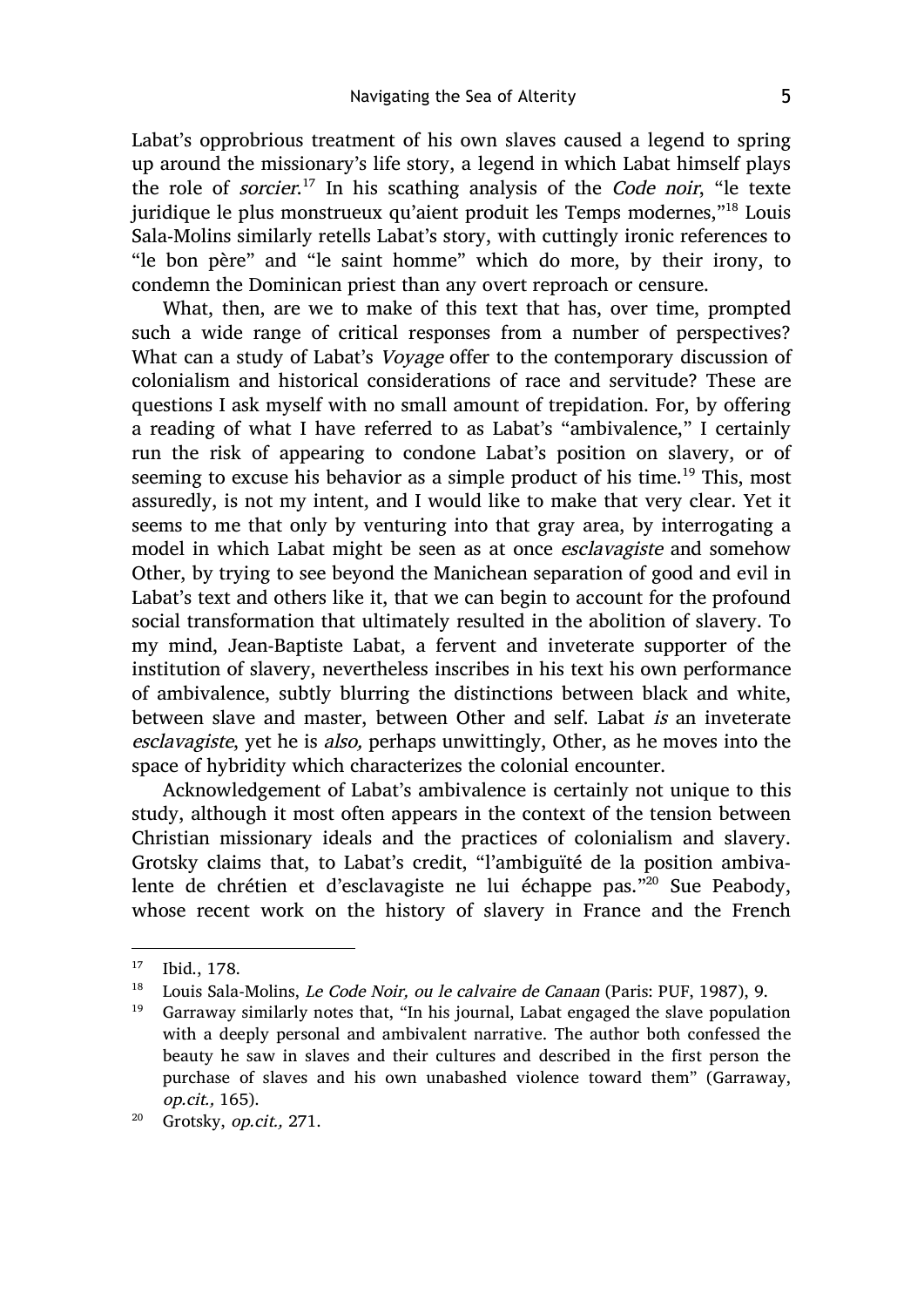Labat's opprobrious treatment of his own slaves caused a legend to spring up around the missionary's life story, a legend in which Labat himself plays the role of *sorcier*.[17] In his scathing analysis of the *Code noir*, "le texte juridique le plus monstrueux qu'aient produit les Temps modernes,"[18] Louis Sala-Molins similarly retells Labat's story, with cuttingly ironic references to "le bon père" and "le saint homme" which do more, by their irony, to condemn the Dominican priest than any overt reproach or censure.

What, then, are we to make of this text that has, over time, prompted such a wide range of critical responses from a number of perspectives? What can a study of Labat's *Voyage* offer to the contemporary discussion of colonialism and historical considerations of race and servitude? These are questions I ask myself with no small amount of trepidation. For, by offering a reading of what I have referred to as Labat's "ambivalence," I certainly run the risk of appearing to condone Labat's position on slavery, or of seeming to excuse his behavior as a simple product of his time.[19] This, most assuredly, is not my intent, and I would like to make that very clear. Yet it seems to me that only by venturing into that gray area, by interrogating a model in which Labat might be seen as at once *esclavagiste* and somehow Other, by trying to see beyond the Manichean separation of good and evil in Labat's text and others like it, that we can begin to account for the profound social transformation that ultimately resulted in the abolition of slavery. To my mind, Jean-Baptiste Labat, a fervent and inveterate supporter of the institution of slavery, nevertheless inscribes in his text his own performance of ambivalence, subtly blurring the distinctions between black and white, between slave and master, between Other and self. Labat *is* an inveterate *esclavagiste*, yet he is *also,* perhaps unwittingly, Other, as he moves into the space of hybridity which characterizes the colonial encounter.

Acknowledgement of Labat's ambivalence is certainly not unique to this study, although it most often appears in the context of the tension between Christian missionary ideals and the practices of colonialism and slavery. Grotsky claims that, to Labat's credit, "l'ambiguïté de la position ambivalente de chrétien et d'esclavagiste ne lui échappe pas."[20] Sue Peabody, whose recent work on the history of slavery in France and the French

---

[17] Ibid., 178.

[18] Louis Sala-Molins, *Le Code Noir, ou le calvaire de Canaan* (Paris: PUF, 1987), 9.

[19] Garraway similarly notes that, "In his journal, Labat engaged the slave population with a deeply personal and ambivalent narrative. The author both confessed the beauty he saw in slaves and their cultures and described in the first person the purchase of slaves and his own unabashed violence toward them" (Garraway, *op.cit.,* 165).

[20] Grotsky, *op.cit.,* 271.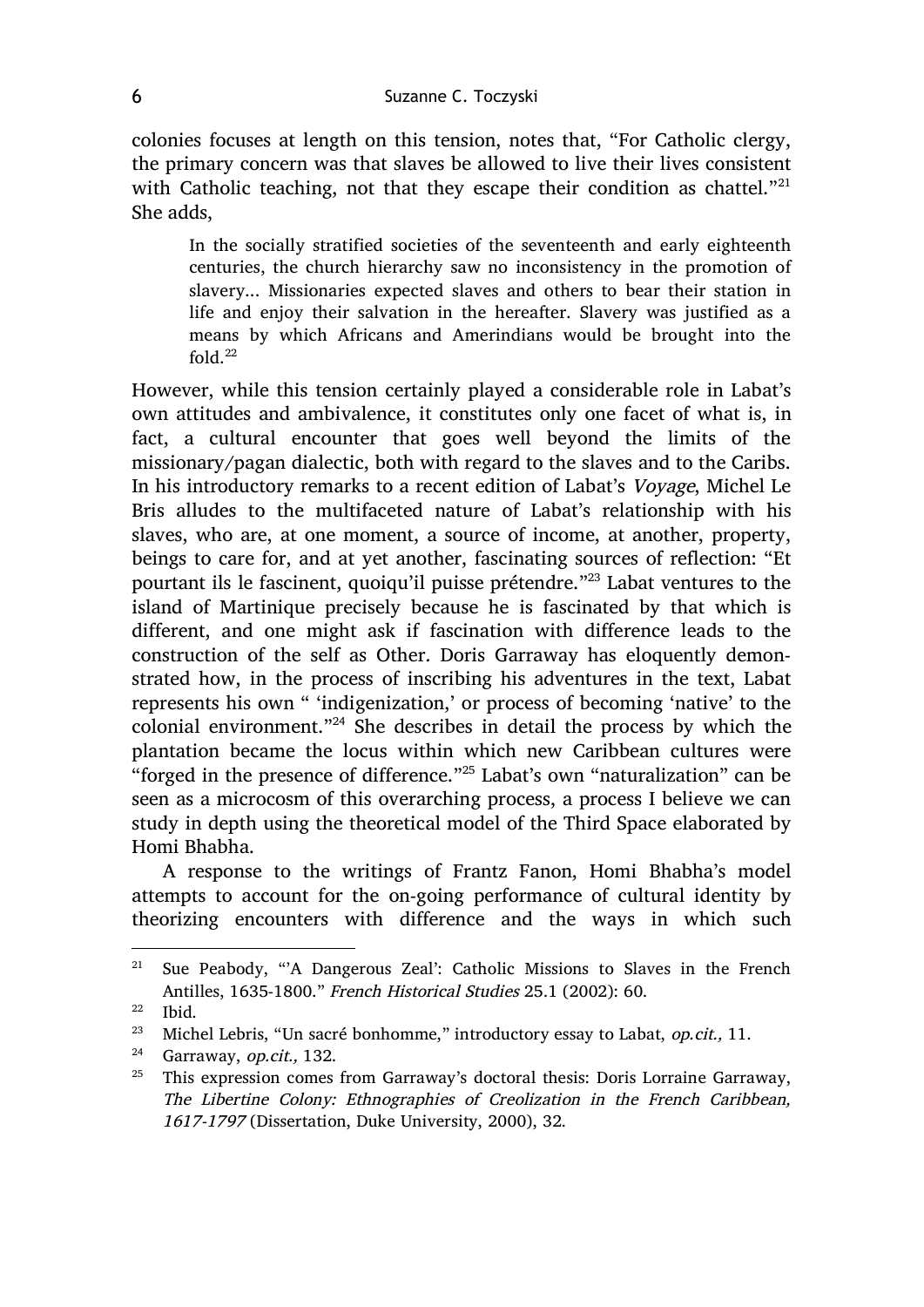colonies focuses at length on this tension, notes that, "For Catholic clergy, the primary concern was that slaves be allowed to live their lives consistent with Catholic teaching, not that they escape their condition as chattel."[21] She adds,

> In the socially stratified societies of the seventeenth and early eighteenth centuries, the church hierarchy saw no inconsistency in the promotion of slavery... Missionaries expected slaves and others to bear their station in life and enjoy their salvation in the hereafter. Slavery was justified as a means by which Africans and Amerindians would be brought into the fold.[22]

However, while this tension certainly played a considerable role in Labat's own attitudes and ambivalence, it constitutes only one facet of what is, in fact, a cultural encounter that goes well beyond the limits of the missionary/pagan dialectic, both with regard to the slaves and to the Caribs. In his introductory remarks to a recent edition of Labat's *Voyage*, Michel Le Bris alludes to the multifaceted nature of Labat's relationship with his slaves, who are, at one moment, a source of income, at another, property, beings to care for, and at yet another, fascinating sources of reflection: "Et pourtant ils le fascinent, quoiqu'il puisse prétendre."[23] Labat ventures to the island of Martinique precisely because he is fascinated by that which is different, and one might ask if fascination with difference leads to the construction of the self as Other. Doris Garraway has eloquently demonstrated how, in the process of inscribing his adventures in the text, Labat represents his own " 'indigenization,' or process of becoming 'native' to the colonial environment."[24] She describes in detail the process by which the plantation became the locus within which new Caribbean cultures were "forged in the presence of difference."[25] Labat's own "naturalization" can be seen as a microcosm of this overarching process, a process I believe we can study in depth using the theoretical model of the Third Space elaborated by Homi Bhabha.

A response to the writings of Frantz Fanon, Homi Bhabha's model attempts to account for the on-going performance of cultural identity by theorizing encounters with difference and the ways in which such

---

[21] Sue Peabody, "'A Dangerous Zeal': Catholic Missions to Slaves in the French Antilles, 1635-1800." *French Historical Studies* 25.1 (2002): 60.

[22] Ibid.

[23] Michel Lebris, "Un sacré bonhomme," introductory essay to Labat, *op.cit.,* 11.

[24] Garraway, *op.cit.,* 132.

[25] This expression comes from Garraway's doctoral thesis: Doris Lorraine Garraway, *The Libertine Colony: Ethnographies of Creolization in the French Caribbean, 1617-1797* (Dissertation, Duke University, 2000), 32.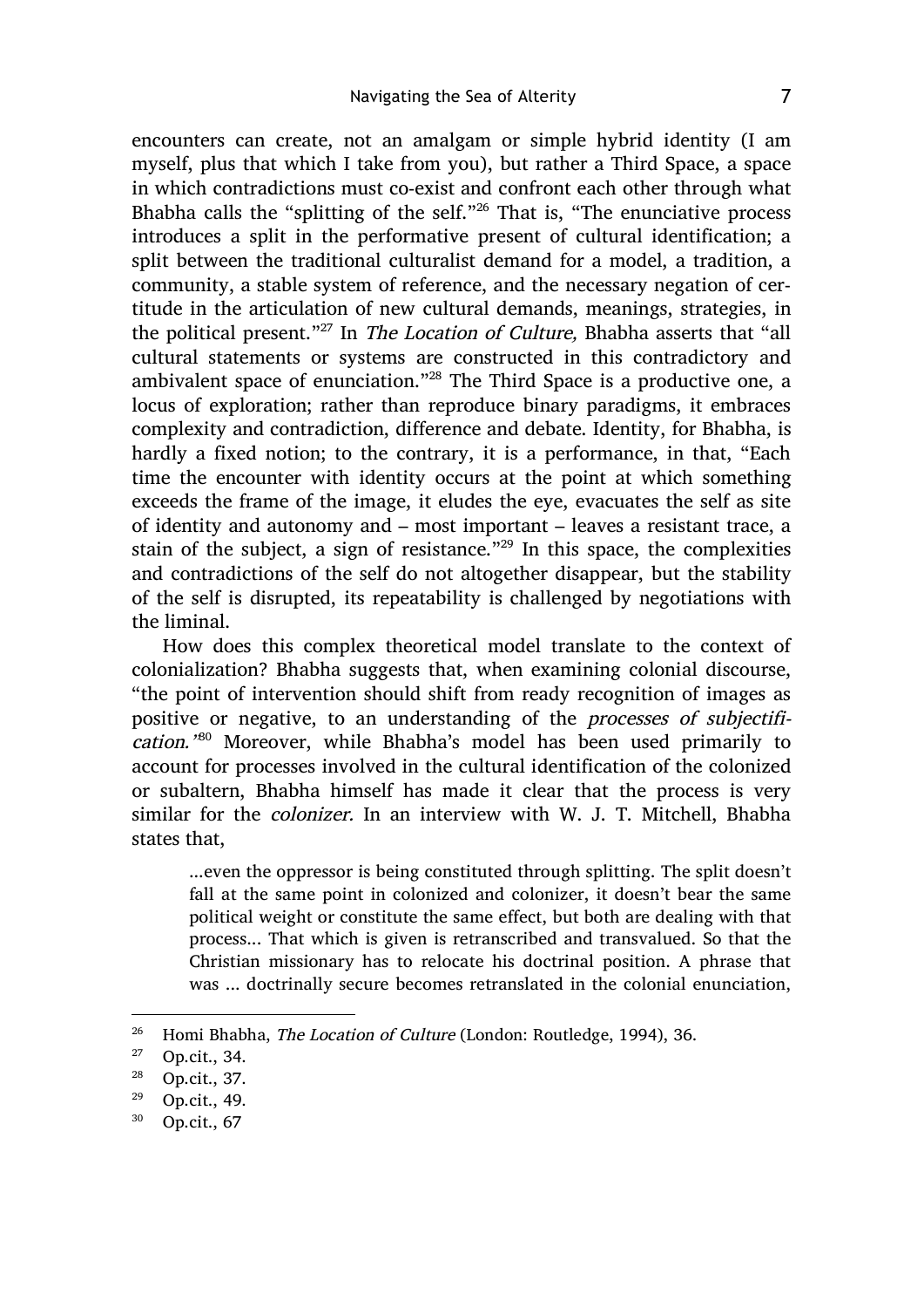encounters can create, not an amalgam or simple hybrid identity (I am myself, plus that which I take from you), but rather a Third Space, a space in which contradictions must co-exist and confront each other through what Bhabha calls the "splitting of the self."[26] That is, "The enunciative process introduces a split in the performative present of cultural identification; a split between the traditional culturalist demand for a model, a tradition, a community, a stable system of reference, and the necessary negation of certitude in the articulation of new cultural demands, meanings, strategies, in the political present."[27] In *The Location of Culture,* Bhabha asserts that "all cultural statements or systems are constructed in this contradictory and ambivalent space of enunciation."[28] The Third Space is a productive one, a locus of exploration; rather than reproduce binary paradigms, it embraces complexity and contradiction, difference and debate. Identity, for Bhabha, is hardly a fixed notion; to the contrary, it is a performance, in that, "Each time the encounter with identity occurs at the point at which something exceeds the frame of the image, it eludes the eye, evacuates the self as site of identity and autonomy and – most important – leaves a resistant trace, a stain of the subject, a sign of resistance."[29] In this space, the complexities and contradictions of the self do not altogether disappear, but the stability of the self is disrupted, its repeatability is challenged by negotiations with the liminal.

How does this complex theoretical model translate to the context of colonialization? Bhabha suggests that, when examining colonial discourse, "the point of intervention should shift from ready recognition of images as positive or negative, to an understanding of the *processes of subjectification.*"[30] Moreover, while Bhabha's model has been used primarily to account for processes involved in the cultural identification of the colonized or subaltern, Bhabha himself has made it clear that the process is very similar for the *colonizer.* In an interview with W. J. T. Mitchell, Bhabha states that,

> …even the oppressor is being constituted through splitting. The split doesn't fall at the same point in colonized and colonizer, it doesn't bear the same political weight or constitute the same effect, but both are dealing with that process… That which is given is retranscribed and transvalued. So that the Christian missionary has to relocate his doctrinal position. A phrase that was … doctrinally secure becomes retranslated in the colonial enunciation,

---

[26] Homi Bhabha, *The Location of Culture* (London: Routledge, 1994), 36.

[27] Op.cit., 34.

[28] Op.cit., 37.

[29] Op.cit., 49.

[30] Op.cit., 67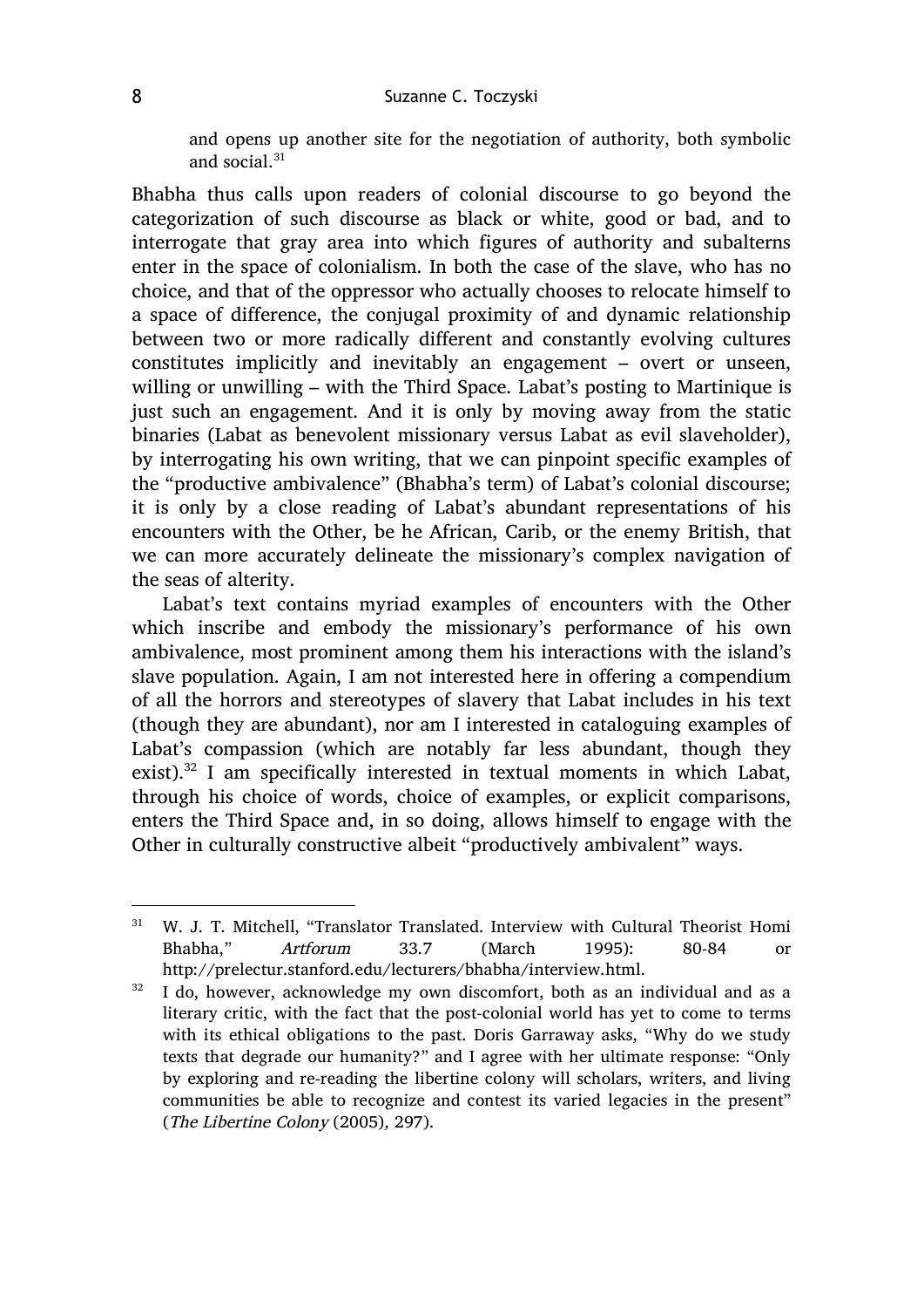and opens up another site for the negotiation of authority, both symbolic and social.[31]

Bhabha thus calls upon readers of colonial discourse to go beyond the categorization of such discourse as black or white, good or bad, and to interrogate that gray area into which figures of authority and subalterns enter in the space of colonialism. In both the case of the slave, who has no choice, and that of the oppressor who actually chooses to relocate himself to a space of difference, the conjugal proximity of and dynamic relationship between two or more radically different and constantly evolving cultures constitutes implicitly and inevitably an engagement – overt or unseen, willing or unwilling – with the Third Space. Labat's posting to Martinique is just such an engagement. And it is only by moving away from the static binaries (Labat as benevolent missionary versus Labat as evil slaveholder), by interrogating his own writing, that we can pinpoint specific examples of the "productive ambivalence" (Bhabha's term) of Labat's colonial discourse; it is only by a close reading of Labat's abundant representations of his encounters with the Other, be he African, Carib, or the enemy British, that we can more accurately delineate the missionary's complex navigation of the seas of alterity.

Labat's text contains myriad examples of encounters with the Other which inscribe and embody the missionary's performance of his own ambivalence, most prominent among them his interactions with the island's slave population. Again, I am not interested here in offering a compendium of all the horrors and stereotypes of slavery that Labat includes in his text (though they are abundant), nor am I interested in cataloguing examples of Labat's compassion (which are notably far less abundant, though they exist).[32] I am specifically interested in textual moments in which Labat, through his choice of words, choice of examples, or explicit comparisons, enters the Third Space and, in so doing, allows himself to engage with the Other in culturally constructive albeit "productively ambivalent" ways.

---

[31] W. J. T. Mitchell, "Translator Translated. Interview with Cultural Theorist Homi Bhabha," *Artforum* 33.7 (March 1995): 80-84 or http://prelectur.stanford.edu/lecturers/bhabha/interview.html.

[32] I do, however, acknowledge my own discomfort, both as an individual and as a literary critic, with the fact that the post-colonial world has yet to come to terms with its ethical obligations to the past. Doris Garraway asks, "Why do we study texts that degrade our humanity?" and I agree with her ultimate response: "Only by exploring and re-reading the libertine colony will scholars, writers, and living communities be able to recognize and contest its varied legacies in the present" (*The Libertine Colony* (2005), 297).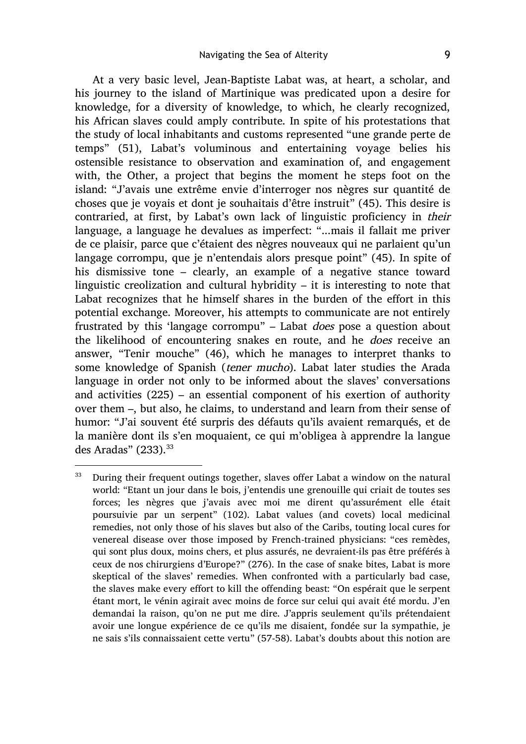At a very basic level, Jean-Baptiste Labat was, at heart, a scholar, and his journey to the island of Martinique was predicated upon a desire for knowledge, for a diversity of knowledge, to which, he clearly recognized, his African slaves could amply contribute. In spite of his protestations that the study of local inhabitants and customs represented "une grande perte de temps" (51), Labat's voluminous and entertaining voyage belies his ostensible resistance to observation and examination of, and engagement with, the Other, a project that begins the moment he steps foot on the island: "J'avais une extrême envie d'interroger nos nègres sur quantité de choses que je voyais et dont je souhaitais d'être instruit" (45). This desire is contraried, at first, by Labat's own lack of linguistic proficiency in *their* language, a language he devalues as imperfect: "...mais il fallait me priver de ce plaisir, parce que c'étaient des nègres nouveaux qui ne parlaient qu'un langage corrompu, que je n'entendais alors presque point" (45). In spite of his dismissive tone – clearly, an example of a negative stance toward linguistic creolization and cultural hybridity – it is interesting to note that Labat recognizes that he himself shares in the burden of the effort in this potential exchange. Moreover, his attempts to communicate are not entirely frustrated by this 'langage corrompu' – Labat *does* pose a question about the likelihood of encountering snakes en route, and he *does* receive an answer, "Tenir mouche" (46), which he manages to interpret thanks to some knowledge of Spanish (*tener mucho*). Labat later studies the Arada language in order not only to be informed about the slaves' conversations and activities (225) – an essential component of his exertion of authority over them –, but also, he claims, to understand and learn from their sense of humor: "J'ai souvent été surpris des défauts qu'ils avaient remarqués, et de la manière dont ils s'en moquaient, ce qui m'obligea à apprendre la langue des Aradas" (233).[33]

[33] During their frequent outings together, slaves offer Labat a window on the natural world: "Etant un jour dans le bois, j'entendis une grenouille qui criait de toutes ses forces; les nègres que j'avais avec moi me dirent qu'assurément elle était poursuivie par un serpent" (102). Labat values (and covets) local medicinal remedies, not only those of his slaves but also of the Caribs, touting local cures for venereal disease over those imposed by French-trained physicians: "ces remèdes, qui sont plus doux, moins chers, et plus assurés, ne devraient-ils pas être préférés à ceux de nos chirurgiens d'Europe?" (276). In the case of snake bites, Labat is more skeptical of the slaves' remedies. When confronted with a particularly bad case, the slaves make every effort to kill the offending beast: "On espérait que le serpent étant mort, le vénin agirait avec moins de force sur celui qui avait été mordu. J'en demandai la raison, qu'on ne put me dire. J'appris seulement qu'ils prétendaient avoir une longue expérience de ce qu'ils me disaient, fondée sur la sympathie, je ne sais s'ils connaissaient cette vertu" (57-58). Labat's doubts about this notion are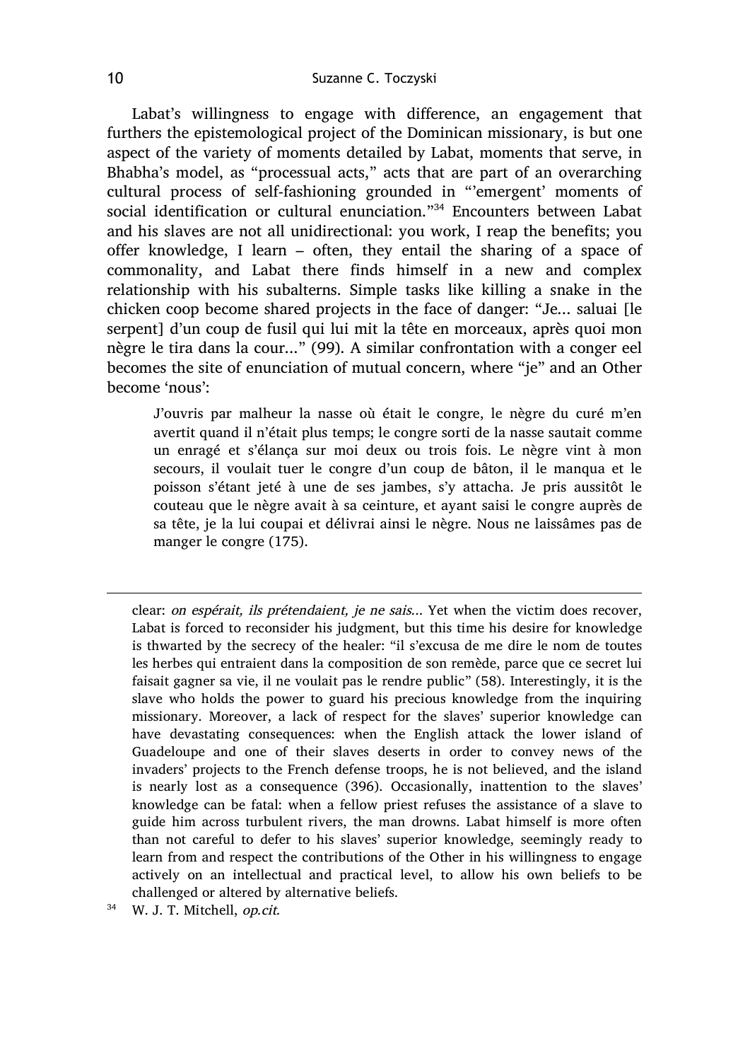Labat's willingness to engage with difference, an engagement that furthers the epistemological project of the Dominican missionary, is but one aspect of the variety of moments detailed by Labat, moments that serve, in Bhabha's model, as "processual acts," acts that are part of an overarching cultural process of self-fashioning grounded in "'emergent' moments of social identification or cultural enunciation."[34] Encounters between Labat and his slaves are not all unidirectional: you work, I reap the benefits; you offer knowledge, I learn – often, they entail the sharing of a space of commonality, and Labat there finds himself in a new and complex relationship with his subalterns. Simple tasks like killing a snake in the chicken coop become shared projects in the face of danger: "Je... saluai [le serpent] d'un coup de fusil qui lui mit la tête en morceaux, après quoi mon nègre le tira dans la cour..." (99). A similar confrontation with a conger eel becomes the site of enunciation of mutual concern, where "je" and an Other become 'nous':

> J'ouvris par malheur la nasse où était le congre, le nègre du curé m'en avertit quand il n'était plus temps; le congre sorti de la nasse sautait comme un enragé et s'élança sur moi deux ou trois fois. Le nègre vint à mon secours, il voulait tuer le congre d'un coup de bâton, il le manqua et le poisson s'étant jeté à une de ses jambes, s'y attacha. Je pris aussitôt le couteau que le nègre avait à sa ceinture, et ayant saisi le congre auprès de sa tête, je la lui coupai et délivrai ainsi le nègre. Nous ne laissâmes pas de manger le congre (175).

---

clear: *on espérait, ils prétendaient, je ne sais...* Yet when the victim does recover, Labat is forced to reconsider his judgment, but this time his desire for knowledge is thwarted by the secrecy of the healer: "il s'excusa de me dire le nom de toutes les herbes qui entraient dans la composition de son remède, parce que ce secret lui faisait gagner sa vie, il ne voulait pas le rendre public" (58). Interestingly, it is the slave who holds the power to guard his precious knowledge from the inquiring missionary. Moreover, a lack of respect for the slaves' superior knowledge can have devastating consequences: when the English attack the lower island of Guadeloupe and one of their slaves deserts in order to convey news of the invaders' projects to the French defense troops, he is not believed, and the island is nearly lost as a consequence (396). Occasionally, inattention to the slaves' knowledge can be fatal: when a fellow priest refuses the assistance of a slave to guide him across turbulent rivers, the man drowns. Labat himself is more often than not careful to defer to his slaves' superior knowledge, seemingly ready to learn from and respect the contributions of the Other in his willingness to engage actively on an intellectual and practical level, to allow his own beliefs to be challenged or altered by alternative beliefs.

[34] W. J. T. Mitchell, *op.cit.*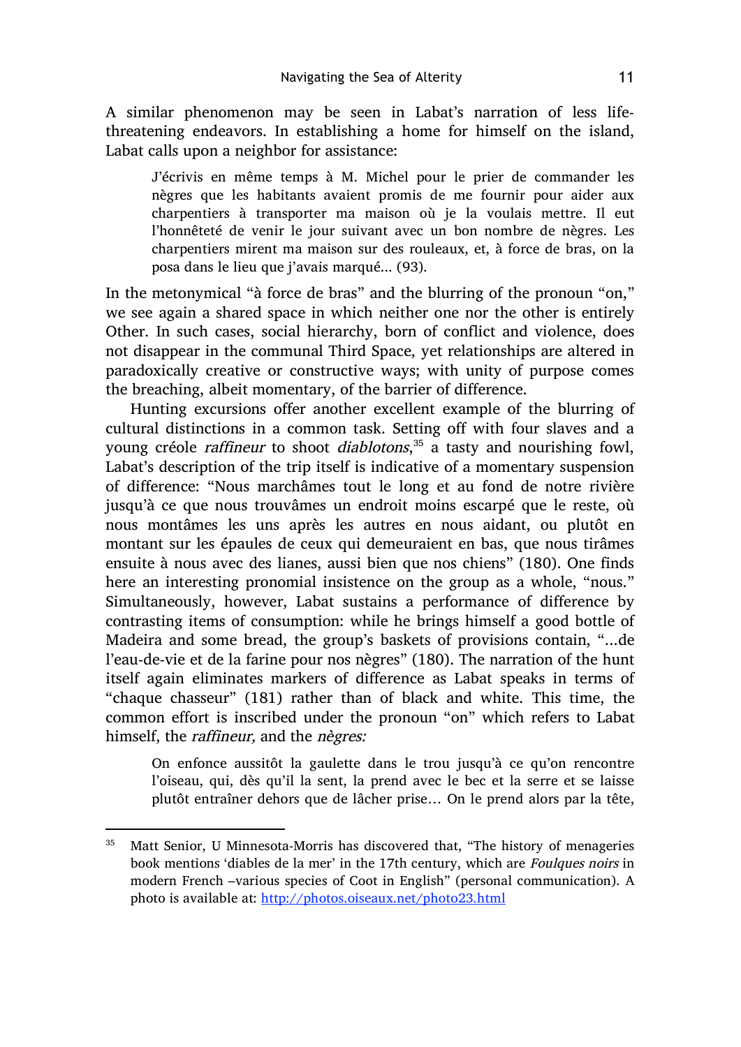A similar phenomenon may be seen in Labat's narration of less life-threatening endeavors. In establishing a home for himself on the island, Labat calls upon a neighbor for assistance:

> J'écrivis en même temps à M. Michel pour le prier de commander les nègres que les habitants avaient promis de me fournir pour aider aux charpentiers à transporter ma maison où je la voulais mettre. Il eut l'honnêteté de venir le jour suivant avec un bon nombre de nègres. Les charpentiers mirent ma maison sur des rouleaux, et, à force de bras, on la posa dans le lieu que j'avais marqué... (93).

In the metonymical "à force de bras" and the blurring of the pronoun "on," we see again a shared space in which neither one nor the other is entirely Other. In such cases, social hierarchy, born of conflict and violence, does not disappear in the communal Third Space, yet relationships are altered in paradoxically creative or constructive ways; with unity of purpose comes the breaching, albeit momentary, of the barrier of difference.

Hunting excursions offer another excellent example of the blurring of cultural distinctions in a common task. Setting off with four slaves and a young créole *raffineur* to shoot *diablotons*,[35] a tasty and nourishing fowl, Labat's description of the trip itself is indicative of a momentary suspension of difference: "Nous marchâmes tout le long et au fond de notre rivière jusqu'à ce que nous trouvâmes un endroit moins escarpé que le reste, où nous montâmes les uns après les autres en nous aidant, ou plutôt en montant sur les épaules de ceux qui demeuraient en bas, que nous tirâmes ensuite à nous avec des lianes, aussi bien que nos chiens" (180). One finds here an interesting pronomial insistence on the group as a whole, "nous." Simultaneously, however, Labat sustains a performance of difference by contrasting items of consumption: while he brings himself a good bottle of Madeira and some bread, the group's baskets of provisions contain, "...de l'eau-de-vie et de la farine pour nos nègres" (180). The narration of the hunt itself again eliminates markers of difference as Labat speaks in terms of "chaque chasseur" (181) rather than of black and white. This time, the common effort is inscribed under the pronoun "on" which refers to Labat himself, the *raffineur,* and the *nègres:*

> On enfonce aussitôt la gaulette dans le trou jusqu'à ce qu'on rencontre l'oiseau, qui, dès qu'il la sent, la prend avec le bec et la serre et se laisse plutôt entraîner dehors que de lâcher prise… On le prend alors par la tête,

---

[35] Matt Senior, U Minnesota-Morris has discovered that, "The history of menageries book mentions 'diables de la mer' in the 17th century, which are *Foulques noirs* in modern French –various species of Coot in English" (personal communication). A photo is available at: http://photos.oiseaux.net/photo23.html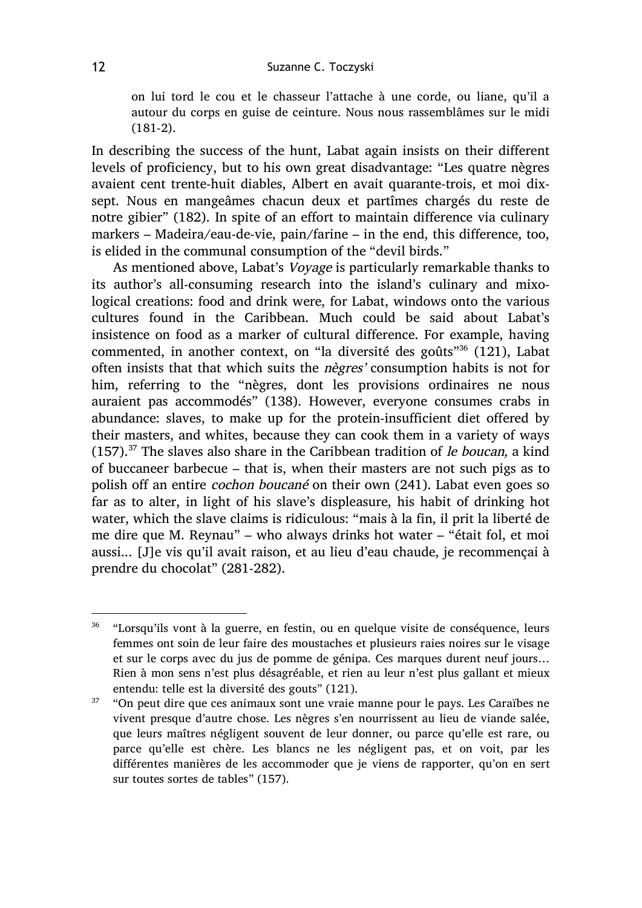> on lui tord le cou et le chasseur l'attache à une corde, ou liane, qu'il a autour du corps en guise de ceinture. Nous nous rassemblâmes sur le midi (181-2).

In describing the success of the hunt, Labat again insists on their different levels of proficiency, but to his own great disadvantage: "Les quatre nègres avaient cent trente-huit diables, Albert en avait quarante-trois, et moi dix-sept. Nous en mangeâmes chacun deux et partîmes chargés du reste de notre gibier" (182). In spite of an effort to maintain difference via culinary markers – Madeira/eau-de-vie, pain/farine – in the end, this difference, too, is elided in the communal consumption of the "devil birds."

As mentioned above, Labat's *Voyage* is particularly remarkable thanks to its author's all-consuming research into the island's culinary and mixological creations: food and drink were, for Labat, windows onto the various cultures found in the Caribbean. Much could be said about Labat's insistence on food as a marker of cultural difference. For example, having commented, in another context, on "la diversité des goûts"[36] (121), Labat often insists that that which suits the *nègres'* consumption habits is not for him, referring to the "nègres, dont les provisions ordinaires ne nous auraient pas accommodés" (138). However, everyone consumes crabs in abundance: slaves, to make up for the protein-insufficient diet offered by their masters, and whites, because they can cook them in a variety of ways (157).[37] The slaves also share in the Caribbean tradition of *le boucan,* a kind of buccaneer barbecue – that is, when their masters are not such pigs as to polish off an entire *cochon boucané* on their own (241). Labat even goes so far as to alter, in light of his slave's displeasure, his habit of drinking hot water, which the slave claims is ridiculous: "mais à la fin, il prit la liberté de me dire que M. Reynau" – who always drinks hot water – "était fol, et moi aussi... [J]e vis qu'il avait raison, et au lieu d'eau chaude, je recommençai à prendre du chocolat" (281-282).

---

[36] "Lorsqu'ils vont à la guerre, en festin, ou en quelque visite de conséquence, leurs femmes ont soin de leur faire des moustaches et plusieurs raies noires sur le visage et sur le corps avec du jus de pomme de génipa. Ces marques durent neuf jours… Rien à mon sens n'est plus désagréable, et rien au leur n'est plus gallant et mieux entendu: telle est la diversité des gouts" (121).

[37] "On peut dire que ces animaux sont une vraie manne pour le pays. Les Caraïbes ne vivent presque d'autre chose. Les nègres s'en nourrissent au lieu de viande salée, que leurs maîtres négligent souvent de leur donner, ou parce qu'elle est rare, ou parce qu'elle est chère. Les blancs ne les négligent pas, et on voit, par les différentes manières de les accommoder que je viens de rapporter, qu'on en sert sur toutes sortes de tables" (157).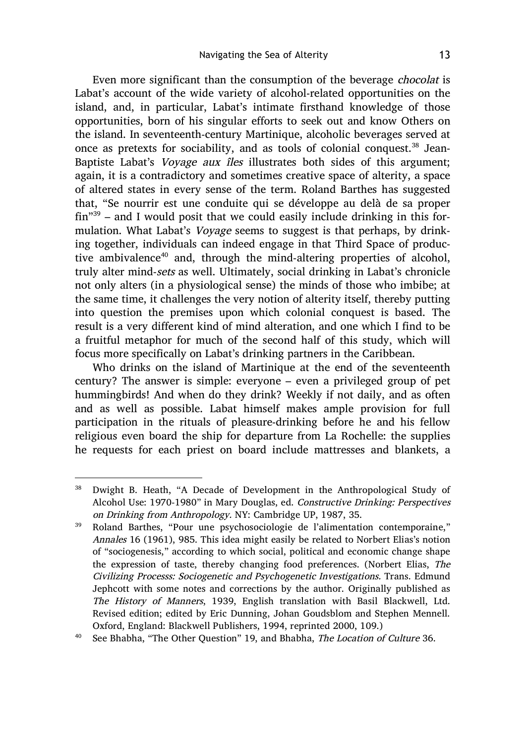Even more significant than the consumption of the beverage *chocolat* is Labat's account of the wide variety of alcohol-related opportunities on the island, and, in particular, Labat's intimate firsthand knowledge of those opportunities, born of his singular efforts to seek out and know Others on the island. In seventeenth-century Martinique, alcoholic beverages served at once as pretexts for sociability, and as tools of colonial conquest.[38] Jean-Baptiste Labat's *Voyage aux îles* illustrates both sides of this argument; again, it is a contradictory and sometimes creative space of alterity, a space of altered states in every sense of the term. Roland Barthes has suggested that, "Se nourrir est une conduite qui se développe au delà de sa proper fin"[39] – and I would posit that we could easily include drinking in this formulation. What Labat's *Voyage* seems to suggest is that perhaps, by drinking together, individuals can indeed engage in that Third Space of productive ambivalence[40] and, through the mind-altering properties of alcohol, truly alter mind-*sets* as well. Ultimately, social drinking in Labat's chronicle not only alters (in a physiological sense) the minds of those who imbibe; at the same time, it challenges the very notion of alterity itself, thereby putting into question the premises upon which colonial conquest is based. The result is a very different kind of mind alteration, and one which I find to be a fruitful metaphor for much of the second half of this study, which will focus more specifically on Labat's drinking partners in the Caribbean.

Who drinks on the island of Martinique at the end of the seventeenth century? The answer is simple: everyone – even a privileged group of pet hummingbirds! And when do they drink? Weekly if not daily, and as often and as well as possible. Labat himself makes ample provision for full participation in the rituals of pleasure-drinking before he and his fellow religious even board the ship for departure from La Rochelle: the supplies he requests for each priest on board include mattresses and blankets, a

---

38 Dwight B. Heath, "A Decade of Development in the Anthropological Study of Alcohol Use: 1970-1980" in Mary Douglas, ed. *Constructive Drinking: Perspectives on Drinking from Anthropology.* NY: Cambridge UP, 1987, 35.

39 Roland Barthes, "Pour une psychosociologie de l'alimentation contemporaine," *Annales* 16 (1961), 985. This idea might easily be related to Norbert Elias's notion of "sociogenesis," according to which social, political and economic change shape the expression of taste, thereby changing food preferences. (Norbert Elias, *The Civilizing Processs: Sociogenetic and Psychogenetic Investigations.* Trans. Edmund Jephcott with some notes and corrections by the author. Originally published as *The History of Manners*, 1939, English translation with Basil Blackwell, Ltd. Revised edition; edited by Eric Dunning, Johan Goudsblom and Stephen Mennell. Oxford, England: Blackwell Publishers, 1994, reprinted 2000, 109.)

40 See Bhabha, "The Other Question" 19, and Bhabha, *The Location of Culture* 36.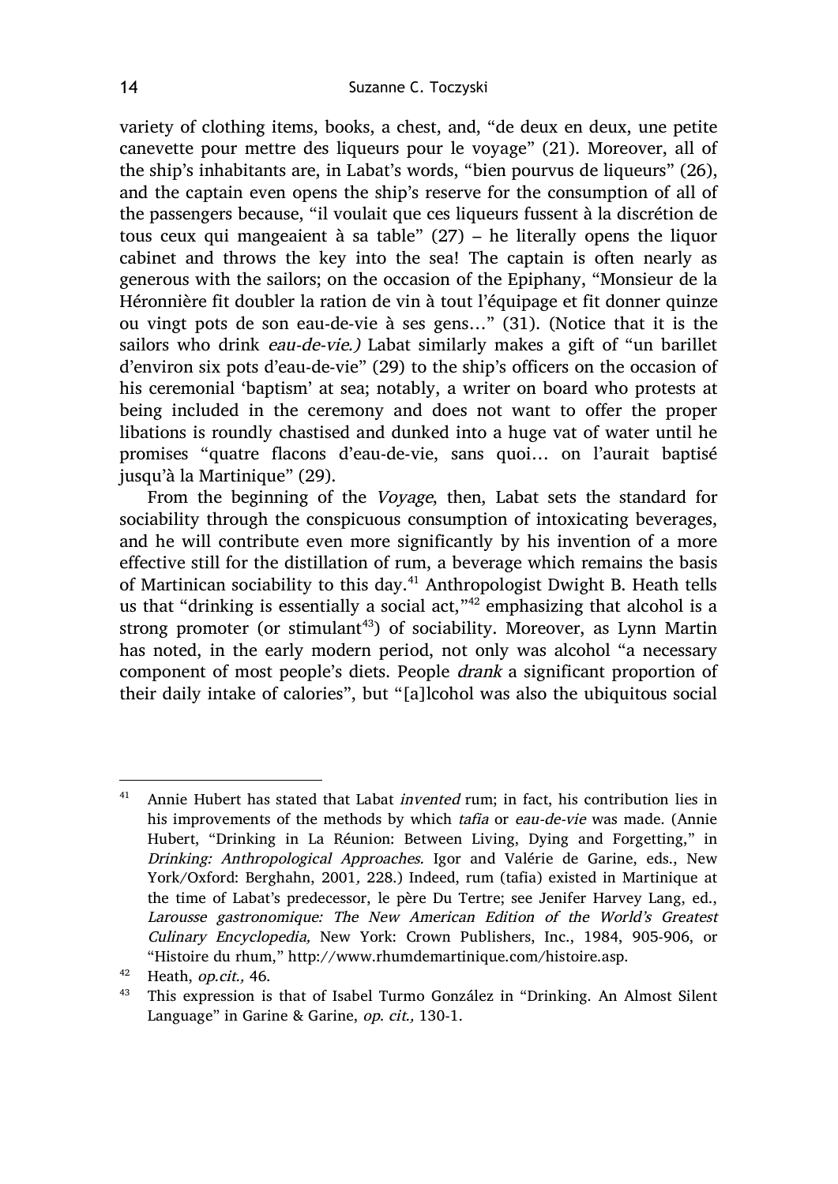variety of clothing items, books, a chest, and, "de deux en deux, une petite canevette pour mettre des liqueurs pour le voyage" (21). Moreover, all of the ship's inhabitants are, in Labat's words, "bien pourvus de liqueurs" (26), and the captain even opens the ship's reserve for the consumption of all of the passengers because, "il voulait que ces liqueurs fussent à la discrétion de tous ceux qui mangeaient à sa table" (27) – he literally opens the liquor cabinet and throws the key into the sea! The captain is often nearly as generous with the sailors; on the occasion of the Epiphany, "Monsieur de la Héronnière fit doubler la ration de vin à tout l'équipage et fit donner quinze ou vingt pots de son eau-de-vie à ses gens…" (31). (Notice that it is the sailors who drink *eau-de-vie.)* Labat similarly makes a gift of "un barillet d'environ six pots d'eau-de-vie" (29) to the ship's officers on the occasion of his ceremonial 'baptism' at sea; notably, a writer on board who protests at being included in the ceremony and does not want to offer the proper libations is roundly chastised and dunked into a huge vat of water until he promises "quatre flacons d'eau-de-vie, sans quoi… on l'aurait baptisé jusqu'à la Martinique" (29).

From the beginning of the *Voyage*, then, Labat sets the standard for sociability through the conspicuous consumption of intoxicating beverages, and he will contribute even more significantly by his invention of a more effective still for the distillation of rum, a beverage which remains the basis of Martinican sociability to this day.[41] Anthropologist Dwight B. Heath tells us that "drinking is essentially a social act,"[42] emphasizing that alcohol is a strong promoter (or stimulant[43]) of sociability. Moreover, as Lynn Martin has noted, in the early modern period, not only was alcohol "a necessary component of most people's diets. People *drank* a significant proportion of their daily intake of calories", but "[a]lcohol was also the ubiquitous social

---

[41] Annie Hubert has stated that Labat *invented* rum; in fact, his contribution lies in his improvements of the methods by which *tafia* or *eau-de-vie* was made. (Annie Hubert, "Drinking in La Réunion: Between Living, Dying and Forgetting," in *Drinking: Anthropological Approaches.* Igor and Valérie de Garine, eds., New York/Oxford: Berghahn, 2001, 228.) Indeed, rum (tafia) existed in Martinique at the time of Labat's predecessor, le père Du Tertre; see Jenifer Harvey Lang, ed., *Larousse gastronomique: The New American Edition of the World's Greatest Culinary Encyclopedia,* New York: Crown Publishers, Inc., 1984, 905-906, or "Histoire du rhum," http://www.rhumdemartinique.com/histoire.asp.

[42] Heath, *op.cit.,* 46.

[43] This expression is that of Isabel Turmo González in "Drinking. An Almost Silent Language" in Garine & Garine, *op. cit.,* 130-1.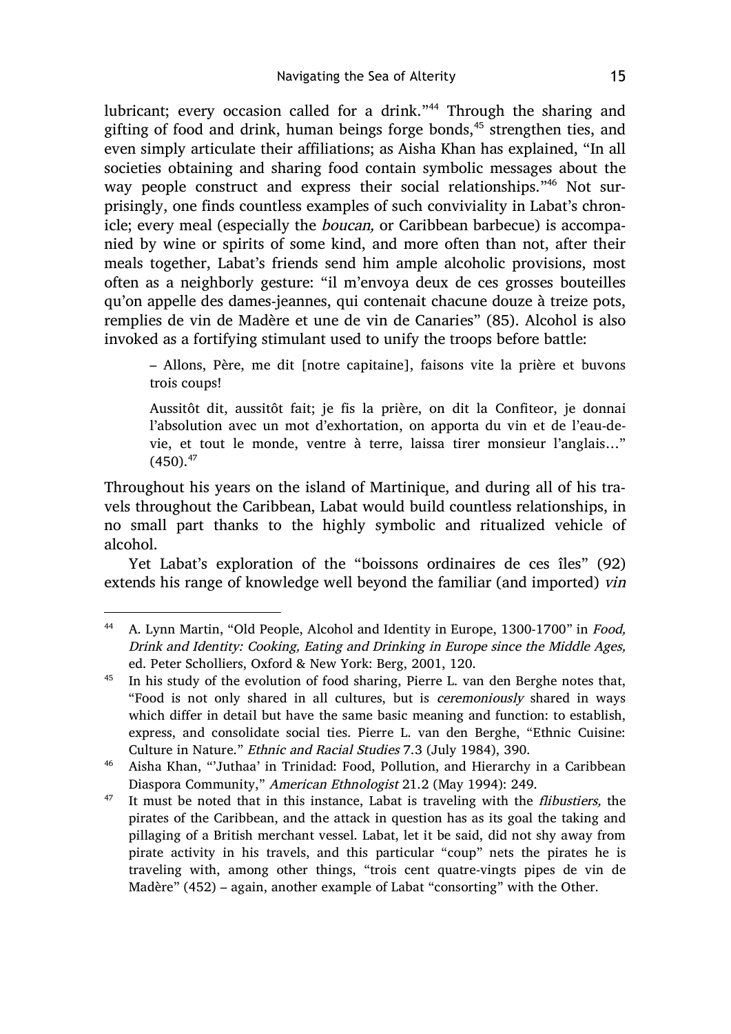lubricant; every occasion called for a drink."[44] Through the sharing and gifting of food and drink, human beings forge bonds,[45] strengthen ties, and even simply articulate their affiliations; as Aisha Khan has explained, "In all societies obtaining and sharing food contain symbolic messages about the way people construct and express their social relationships."[46] Not surprisingly, one finds countless examples of such conviviality in Labat's chronicle; every meal (especially the *boucan,* or Caribbean barbecue) is accompanied by wine or spirits of some kind, and more often than not, after their meals together, Labat's friends send him ample alcoholic provisions, most often as a neighborly gesture: "il m'envoya deux de ces grosses bouteilles qu'on appelle des dames-jeannes, qui contenait chacune douze à treize pots, remplies de vin de Madère et une de vin de Canaries" (85). Alcohol is also invoked as a fortifying stimulant used to unify the troops before battle:

> – Allons, Père, me dit [notre capitaine], faisons vite la prière et buvons trois coups!
>
> Aussitôt dit, aussitôt fait; je fis la prière, on dit la Confiteor, je donnai l'absolution avec un mot d'exhortation, on apporta du vin et de l'eau-de-vie, et tout le monde, ventre à terre, laissa tirer monsieur l'anglais…" (450).[47]

Throughout his years on the island of Martinique, and during all of his travels throughout the Caribbean, Labat would build countless relationships, in no small part thanks to the highly symbolic and ritualized vehicle of alcohol.

Yet Labat's exploration of the "boissons ordinaires de ces îles" (92) extends his range of knowledge well beyond the familiar (and imported) *vin*

---

[44] A. Lynn Martin, "Old People, Alcohol and Identity in Europe, 1300-1700" in *Food, Drink and Identity: Cooking, Eating and Drinking in Europe since the Middle Ages,* ed. Peter Scholliers, Oxford & New York: Berg, 2001, 120.

[45] In his study of the evolution of food sharing, Pierre L. van den Berghe notes that, "Food is not only shared in all cultures, but is *ceremoniously* shared in ways which differ in detail but have the same basic meaning and function: to establish, express, and consolidate social ties. Pierre L. van den Berghe, "Ethnic Cuisine: Culture in Nature." *Ethnic and Racial Studies* 7.3 (July 1984), 390.

[46] Aisha Khan, "'Juthaa' in Trinidad: Food, Pollution, and Hierarchy in a Caribbean Diaspora Community," *American Ethnologist* 21.2 (May 1994): 249.

[47] It must be noted that in this instance, Labat is traveling with the *flibustiers,* the pirates of the Caribbean, and the attack in question has as its goal the taking and pillaging of a British merchant vessel. Labat, let it be said, did not shy away from pirate activity in his travels, and this particular "coup" nets the pirates he is traveling with, among other things, "trois cent quatre-vingts pipes de vin de Madère" (452) – again, another example of Labat "consorting" with the Other.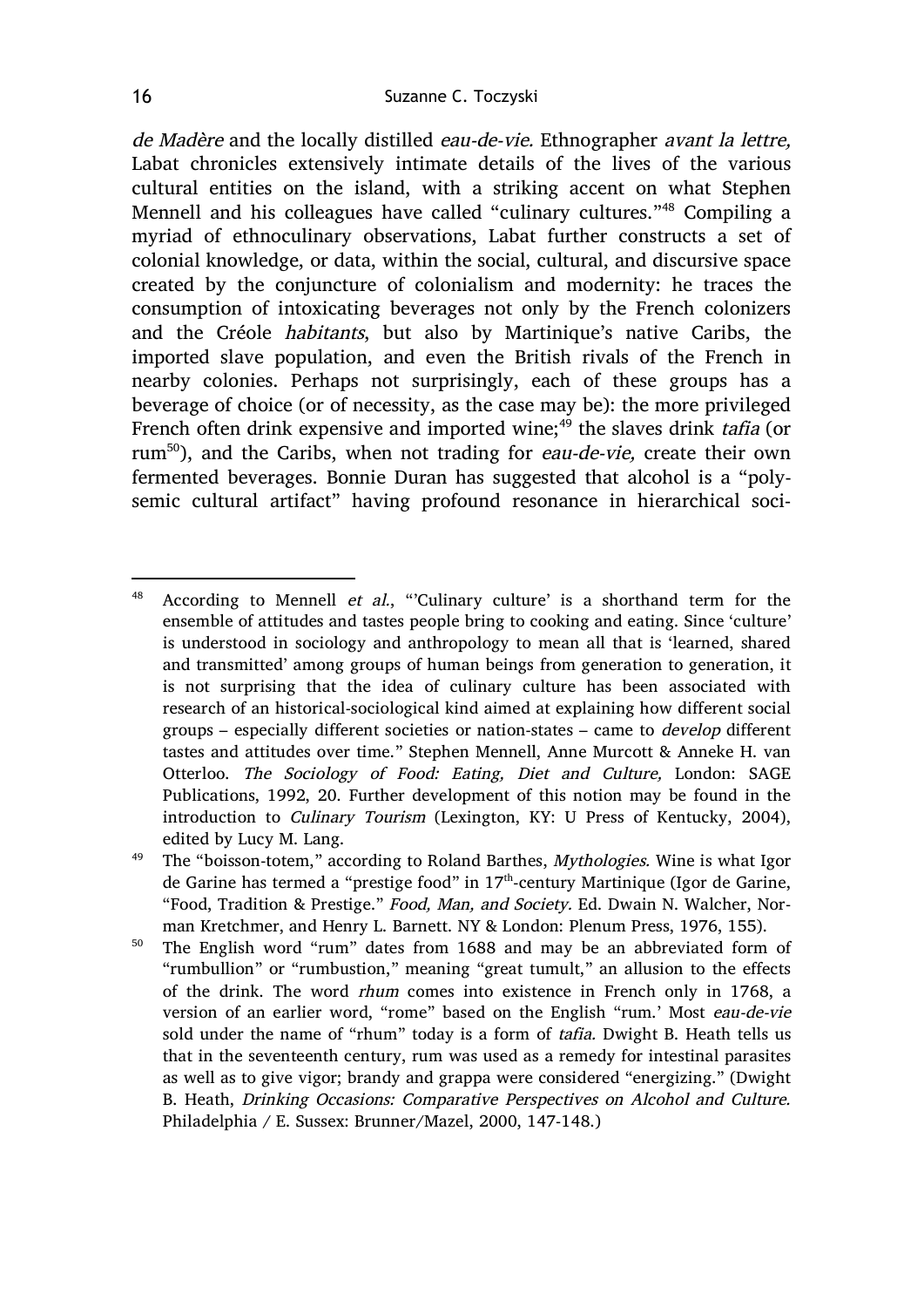*de Madère* and the locally distilled *eau-de-vie*. Ethnographer *avant la lettre,* Labat chronicles extensively intimate details of the lives of the various cultural entities on the island, with a striking accent on what Stephen Mennell and his colleagues have called "culinary cultures."[48] Compiling a myriad of ethnoculinary observations, Labat further constructs a set of colonial knowledge, or data, within the social, cultural, and discursive space created by the conjuncture of colonialism and modernity: he traces the consumption of intoxicating beverages not only by the French colonizers and the Créole *habitants*, but also by Martinique's native Caribs, the imported slave population, and even the British rivals of the French in nearby colonies. Perhaps not surprisingly, each of these groups has a beverage of choice (or of necessity, as the case may be): the more privileged French often drink expensive and imported wine;[49] the slaves drink *tafia* (or rum[50]), and the Caribs, when not trading for *eau-de-vie,* create their own fermented beverages. Bonnie Duran has suggested that alcohol is a "polysemic cultural artifact" having profound resonance in hierarchical soci-

---

[48] According to Mennell *et al.*, "'Culinary culture' is a shorthand term for the ensemble of attitudes and tastes people bring to cooking and eating. Since 'culture' is understood in sociology and anthropology to mean all that is 'learned, shared and transmitted' among groups of human beings from generation to generation, it is not surprising that the idea of culinary culture has been associated with research of an historical-sociological kind aimed at explaining how different social groups – especially different societies or nation-states – came to *develop* different tastes and attitudes over time." Stephen Mennell, Anne Murcott & Anneke H. van Otterloo. *The Sociology of Food: Eating, Diet and Culture,* London: SAGE Publications, 1992, 20. Further development of this notion may be found in the introduction to *Culinary Tourism* (Lexington, KY: U Press of Kentucky, 2004), edited by Lucy M. Lang.

[49] The "boisson-totem," according to Roland Barthes, *Mythologies.* Wine is what Igor de Garine has termed a "prestige food" in 17th-century Martinique (Igor de Garine, "Food, Tradition & Prestige." *Food, Man, and Society.* Ed. Dwain N. Walcher, Norman Kretchmer, and Henry L. Barnett. NY & London: Plenum Press, 1976, 155).

[50] The English word "rum" dates from 1688 and may be an abbreviated form of "rumbullion" or "rumbustion," meaning "great tumult," an allusion to the effects of the drink. The word *rhum* comes into existence in French only in 1768, a version of an earlier word, "rome" based on the English "rum.' Most *eau-de-vie* sold under the name of "rhum" today is a form of *tafia.* Dwight B. Heath tells us that in the seventeenth century, rum was used as a remedy for intestinal parasites as well as to give vigor; brandy and grappa were considered "energizing." (Dwight B. Heath, *Drinking Occasions: Comparative Perspectives on Alcohol and Culture.* Philadelphia / E. Sussex: Brunner/Mazel, 2000, 147-148.)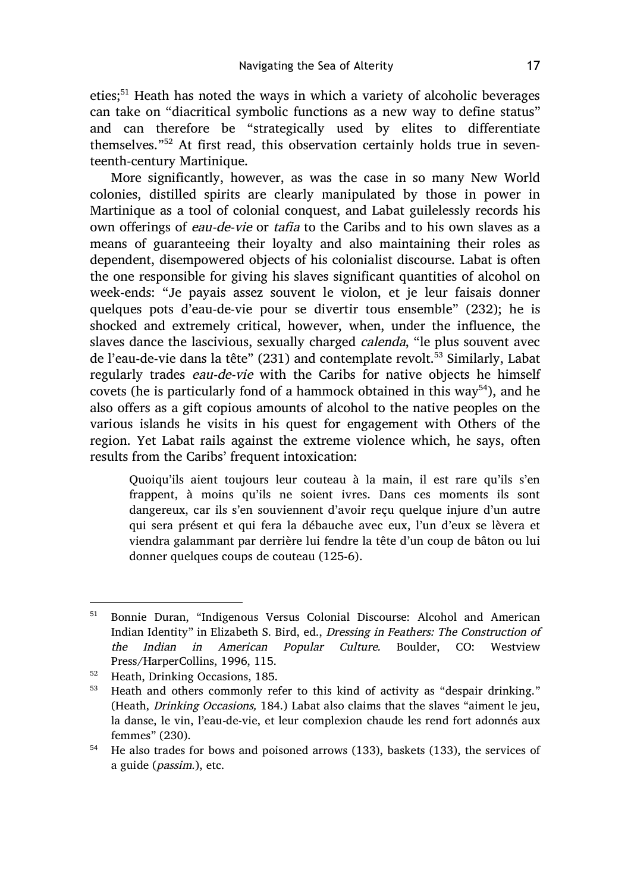eties;[51] Heath has noted the ways in which a variety of alcoholic beverages can take on "diacritical symbolic functions as a new way to define status" and can therefore be "strategically used by elites to differentiate themselves."[52] At first read, this observation certainly holds true in seventeenth-century Martinique.

More significantly, however, as was the case in so many New World colonies, distilled spirits are clearly manipulated by those in power in Martinique as a tool of colonial conquest, and Labat guilelessly records his own offerings of *eau-de-vie* or *tafia* to the Caribs and to his own slaves as a means of guaranteeing their loyalty and also maintaining their roles as dependent, disempowered objects of his colonialist discourse. Labat is often the one responsible for giving his slaves significant quantities of alcohol on week-ends: "Je payais assez souvent le violon, et je leur faisais donner quelques pots d'eau-de-vie pour se divertir tous ensemble" (232); he is shocked and extremely critical, however, when, under the influence, the slaves dance the lascivious, sexually charged *calenda*, "le plus souvent avec de l'eau-de-vie dans la tête" (231) and contemplate revolt.[53] Similarly, Labat regularly trades *eau-de-vie* with the Caribs for native objects he himself covets (he is particularly fond of a hammock obtained in this way[54]), and he also offers as a gift copious amounts of alcohol to the native peoples on the various islands he visits in his quest for engagement with Others of the region. Yet Labat rails against the extreme violence which, he says, often results from the Caribs' frequent intoxication:

> Quoiqu'ils aient toujours leur couteau à la main, il est rare qu'ils s'en frappent, à moins qu'ils ne soient ivres. Dans ces moments ils sont dangereux, car ils s'en souviennent d'avoir reçu quelque injure d'un autre qui sera présent et qui fera la débauche avec eux, l'un d'eux se lèvera et viendra galammant par derrière lui fendre la tête d'un coup de bâton ou lui donner quelques coups de couteau (125-6).

---

[51] Bonnie Duran, "Indigenous Versus Colonial Discourse: Alcohol and American Indian Identity" in Elizabeth S. Bird, ed., *Dressing in Feathers: The Construction of the Indian in American Popular Culture.* Boulder, CO: Westview Press/HarperCollins, 1996, 115.

[52] Heath, Drinking Occasions, 185.

[53] Heath and others commonly refer to this kind of activity as "despair drinking." (Heath, *Drinking Occasions,* 184.) Labat also claims that the slaves "aiment le jeu, la danse, le vin, l'eau-de-vie, et leur complexion chaude les rend fort adonnés aux femmes" (230).

[54] He also trades for bows and poisoned arrows (133), baskets (133), the services of a guide (*passim.*), etc.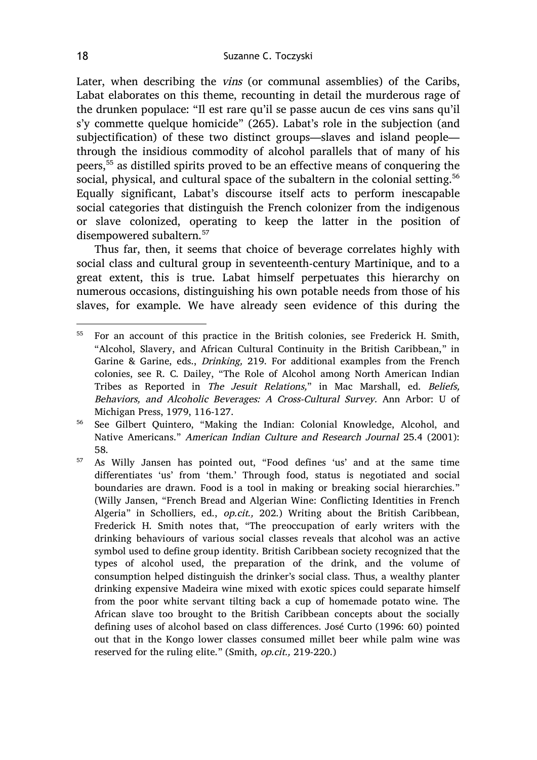Later, when describing the *vins* (or communal assemblies) of the Caribs, Labat elaborates on this theme, recounting in detail the murderous rage of the drunken populace: "Il est rare qu'il se passe aucun de ces vins sans qu'il s'y commette quelque homicide" (265). Labat's role in the subjection (and subjectification) of these two distinct groups—slaves and island people—through the insidious commodity of alcohol parallels that of many of his peers,[55] as distilled spirits proved to be an effective means of conquering the social, physical, and cultural space of the subaltern in the colonial setting.[56] Equally significant, Labat's discourse itself acts to perform inescapable social categories that distinguish the French colonizer from the indigenous or slave colonized, operating to keep the latter in the position of disempowered subaltern.[57]

Thus far, then, it seems that choice of beverage correlates highly with social class and cultural group in seventeenth-century Martinique, and to a great extent, this is true. Labat himself perpetuates this hierarchy on numerous occasions, distinguishing his own potable needs from those of his slaves, for example. We have already seen evidence of this during the

---

[55] For an account of this practice in the British colonies, see Frederick H. Smith, "Alcohol, Slavery, and African Cultural Continuity in the British Caribbean," in Garine & Garine, eds., *Drinking,* 219. For additional examples from the French colonies, see R. C. Dailey, "The Role of Alcohol among North American Indian Tribes as Reported in *The Jesuit Relations,*" in Mac Marshall, ed. *Beliefs, Behaviors, and Alcoholic Beverages: A Cross-Cultural Survey.* Ann Arbor: U of Michigan Press, 1979, 116-127.

[56] See Gilbert Quintero, "Making the Indian: Colonial Knowledge, Alcohol, and Native Americans." *American Indian Culture and Research Journal* 25.4 (2001): 58.

[57] As Willy Jansen has pointed out, "Food defines 'us' and at the same time differentiates 'us' from 'them.' Through food, status is negotiated and social boundaries are drawn. Food is a tool in making or breaking social hierarchies." (Willy Jansen, "French Bread and Algerian Wine: Conflicting Identities in French Algeria" in Scholliers, ed., *op.cit.,* 202.) Writing about the British Caribbean, Frederick H. Smith notes that, "The preoccupation of early writers with the drinking behaviours of various social classes reveals that alcohol was an active symbol used to define group identity. British Caribbean society recognized that the types of alcohol used, the preparation of the drink, and the volume of consumption helped distinguish the drinker's social class. Thus, a wealthy planter drinking expensive Madeira wine mixed with exotic spices could separate himself from the poor white servant tilting back a cup of homemade potato wine. The African slave too brought to the British Caribbean concepts about the socially defining uses of alcohol based on class differences. José Curto (1996: 60) pointed out that in the Kongo lower classes consumed millet beer while palm wine was reserved for the ruling elite." (Smith, *op.cit.,* 219-220.)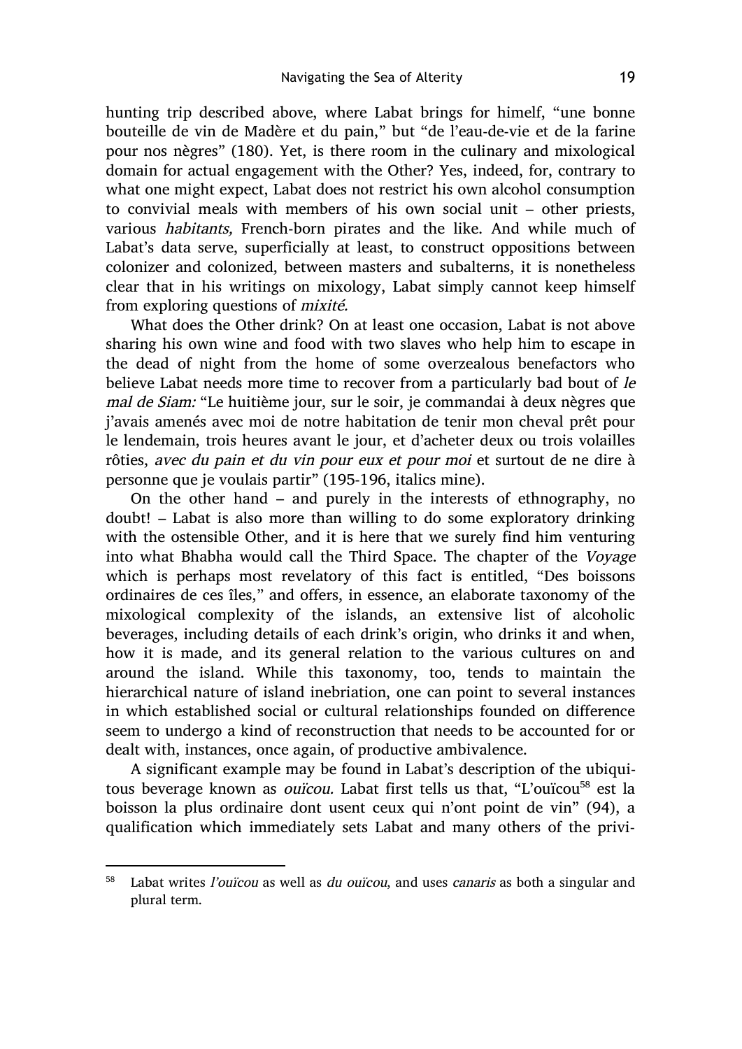hunting trip described above, where Labat brings for himelf, "une bonne bouteille de vin de Madère et du pain," but "de l'eau-de-vie et de la farine pour nos nègres" (180). Yet, is there room in the culinary and mixological domain for actual engagement with the Other? Yes, indeed, for, contrary to what one might expect, Labat does not restrict his own alcohol consumption to convivial meals with members of his own social unit – other priests, various *habitants,* French-born pirates and the like. And while much of Labat's data serve, superficially at least, to construct oppositions between colonizer and colonized, between masters and subalterns, it is nonetheless clear that in his writings on mixology, Labat simply cannot keep himself from exploring questions of *mixité.*

What does the Other drink? On at least one occasion, Labat is not above sharing his own wine and food with two slaves who help him to escape in the dead of night from the home of some overzealous benefactors who believe Labat needs more time to recover from a particularly bad bout of *le mal de Siam:* "Le huitième jour, sur le soir, je commandai à deux nègres que j'avais amenés avec moi de notre habitation de tenir mon cheval prêt pour le lendemain, trois heures avant le jour, et d'acheter deux ou trois volailles rôties, *avec du pain et du vin pour eux et pour moi* et surtout de ne dire à personne que je voulais partir" (195-196, italics mine).

On the other hand – and purely in the interests of ethnography, no doubt! – Labat is also more than willing to do some exploratory drinking with the ostensible Other, and it is here that we surely find him venturing into what Bhabha would call the Third Space. The chapter of the *Voyage* which is perhaps most revelatory of this fact is entitled, "Des boissons ordinaires de ces îles," and offers, in essence, an elaborate taxonomy of the mixological complexity of the islands, an extensive list of alcoholic beverages, including details of each drink's origin, who drinks it and when, how it is made, and its general relation to the various cultures on and around the island. While this taxonomy, too, tends to maintain the hierarchical nature of island inebriation, one can point to several instances in which established social or cultural relationships founded on difference seem to undergo a kind of reconstruction that needs to be accounted for or dealt with, instances, once again, of productive ambivalence.

A significant example may be found in Labat's description of the ubiquitous beverage known as *ouïcou.* Labat first tells us that, "L'ouïcou[58] est la boisson la plus ordinaire dont usent ceux qui n'ont point de vin" (94), a qualification which immediately sets Labat and many others of the privi-

---

[58] Labat writes *l'ouïcou* as well as *du ouïcou*, and uses *canaris* as both a singular and plural term.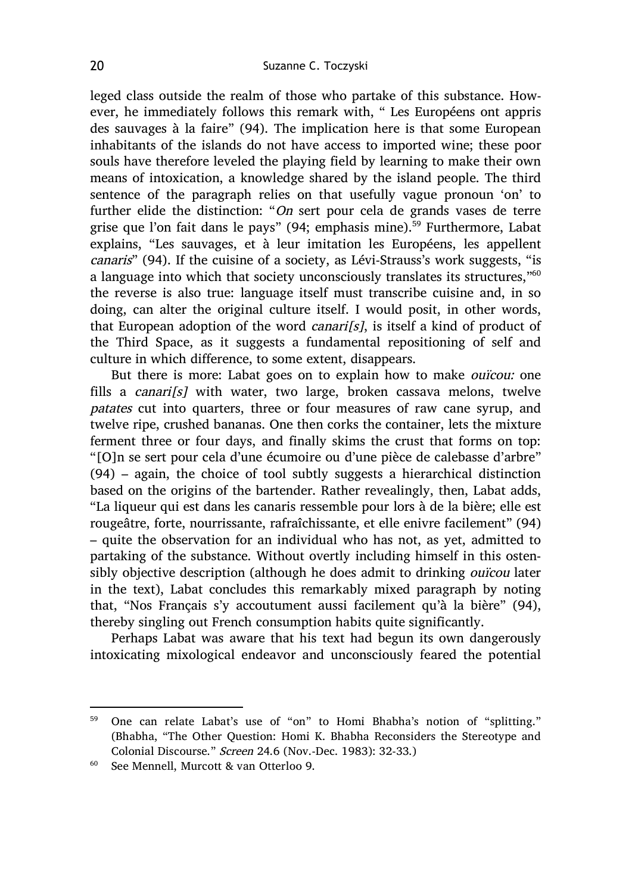leged class outside the realm of those who partake of this substance. However, he immediately follows this remark with, " Les Européens ont appris des sauvages à la faire" (94). The implication here is that some European inhabitants of the islands do not have access to imported wine; these poor souls have therefore leveled the playing field by learning to make their own means of intoxication, a knowledge shared by the island people. The third sentence of the paragraph relies on that usefully vague pronoun 'on' to further elide the distinction: "*On* sert pour cela de grands vases de terre grise que l'on fait dans le pays" (94; emphasis mine).[59] Furthermore, Labat explains, "Les sauvages, et à leur imitation les Européens, les appellent *canaris*" (94). If the cuisine of a society, as Lévi-Strauss's work suggests, "is a language into which that society unconsciously translates its structures,"[60] the reverse is also true: language itself must transcribe cuisine and, in so doing, can alter the original culture itself. I would posit, in other words, that European adoption of the word *canari[s]*, is itself a kind of product of the Third Space, as it suggests a fundamental repositioning of self and culture in which difference, to some extent, disappears.

But there is more: Labat goes on to explain how to make *ouïcou:* one fills a *canari[s]* with water, two large, broken cassava melons, twelve *patates* cut into quarters, three or four measures of raw cane syrup, and twelve ripe, crushed bananas. One then corks the container, lets the mixture ferment three or four days, and finally skims the crust that forms on top: "[O]n se sert pour cela d'une écumoire ou d'une pièce de calebasse d'arbre" (94) – again, the choice of tool subtly suggests a hierarchical distinction based on the origins of the bartender. Rather revealingly, then, Labat adds, "La liqueur qui est dans les canaris ressemble pour lors à de la bière; elle est rougeâtre, forte, nourrissante, rafraîchissante, et elle enivre facilement" (94) – quite the observation for an individual who has not, as yet, admitted to partaking of the substance. Without overtly including himself in this ostensibly objective description (although he does admit to drinking *ouïcou* later in the text), Labat concludes this remarkably mixed paragraph by noting that, "Nos Français s'y accoutument aussi facilement qu'à la bière" (94), thereby singling out French consumption habits quite significantly.

Perhaps Labat was aware that his text had begun its own dangerously intoxicating mixological endeavor and unconsciously feared the potential

---

[59] One can relate Labat's use of "on" to Homi Bhabha's notion of "splitting." (Bhabha, "The Other Question: Homi K. Bhabha Reconsiders the Stereotype and Colonial Discourse." *Screen* 24.6 (Nov.-Dec. 1983): 32-33.)

[60] See Mennell, Murcott & van Otterloo 9.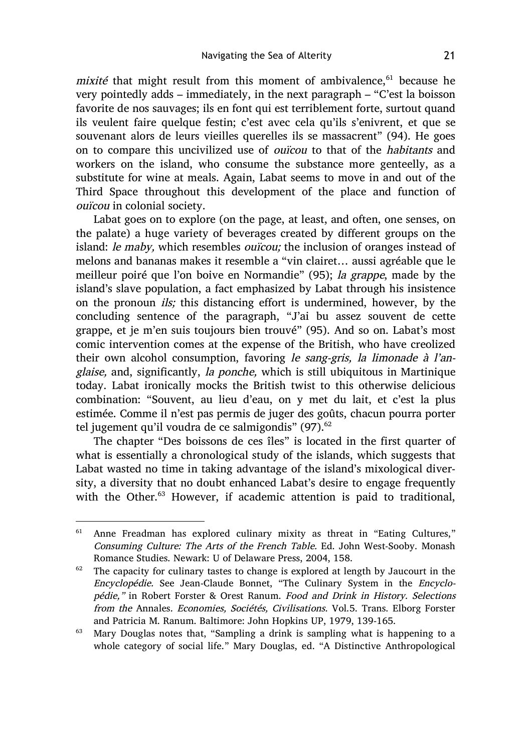*mixité* that might result from this moment of ambivalence,[61] because he very pointedly adds – immediately, in the next paragraph – "C'est la boisson favorite de nos sauvages; ils en font qui est terriblement forte, surtout quand ils veulent faire quelque festin; c'est avec cela qu'ils s'enivrent, et que se souvenant alors de leurs vieilles querelles ils se massacrent" (94). He goes on to compare this uncivilized use of *ouïcou* to that of the *habitants* and workers on the island, who consume the substance more genteelly, as a substitute for wine at meals. Again, Labat seems to move in and out of the Third Space throughout this development of the place and function of *ouïcou* in colonial society.

Labat goes on to explore (on the page, at least, and often, one senses, on the palate) a huge variety of beverages created by different groups on the island: *le maby,* which resembles *ouïcou;* the inclusion of oranges instead of melons and bananas makes it resemble a "vin clairet… aussi agréable que le meilleur poiré que l'on boive en Normandie" (95); *la grappe*, made by the island's slave population, a fact emphasized by Labat through his insistence on the pronoun *ils;* this distancing effort is undermined, however, by the concluding sentence of the paragraph, "J'ai bu assez souvent de cette grappe, et je m'en suis toujours bien trouvé" (95). And so on. Labat's most comic intervention comes at the expense of the British, who have creolized their own alcohol consumption, favoring *le sang-gris, la limonade à l'anglaise,* and, significantly, *la ponche,* which is still ubiquitous in Martinique today. Labat ironically mocks the British twist to this otherwise delicious combination: "Souvent, au lieu d'eau, on y met du lait, et c'est la plus estimée. Comme il n'est pas permis de juger des goûts, chacun pourra porter tel jugement qu'il voudra de ce salmigondis" (97).[62]

The chapter "Des boissons de ces îles" is located in the first quarter of what is essentially a chronological study of the islands, which suggests that Labat wasted no time in taking advantage of the island's mixological diversity, a diversity that no doubt enhanced Labat's desire to engage frequently with the Other.[63] However, if academic attention is paid to traditional,

---

[61] Anne Freadman has explored culinary mixity as threat in "Eating Cultures," *Consuming Culture: The Arts of the French Table.* Ed. John West-Sooby. Monash Romance Studies. Newark: U of Delaware Press, 2004, 158.

[62] The capacity for culinary tastes to change is explored at length by Jaucourt in the *Encyclopédie.* See Jean-Claude Bonnet, "The Culinary System in the *Encyclopédie,"* in Robert Forster & Orest Ranum. *Food and Drink in History. Selections from the* Annales. *Economies, Sociétés, Civilisations.* Vol.5. Trans. Elborg Forster and Patricia M. Ranum. Baltimore: John Hopkins UP, 1979, 139-165.

[63] Mary Douglas notes that, "Sampling a drink is sampling what is happening to a whole category of social life." Mary Douglas, ed. "A Distinctive Anthropological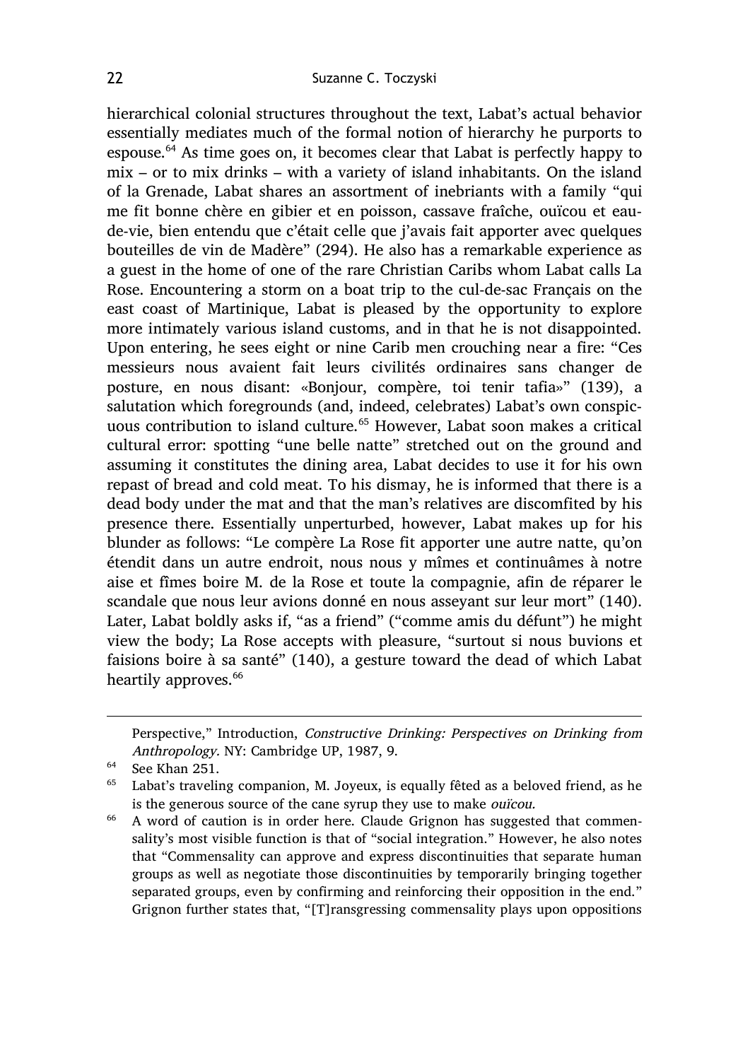hierarchical colonial structures throughout the text, Labat's actual behavior essentially mediates much of the formal notion of hierarchy he purports to espouse.[64] As time goes on, it becomes clear that Labat is perfectly happy to mix – or to mix drinks – with a variety of island inhabitants. On the island of la Grenade, Labat shares an assortment of inebriants with a family "qui me fit bonne chère en gibier et en poisson, cassave fraîche, ouïcou et eau-de-vie, bien entendu que c'était celle que j'avais fait apporter avec quelques bouteilles de vin de Madère" (294). He also has a remarkable experience as a guest in the home of one of the rare Christian Caribs whom Labat calls La Rose. Encountering a storm on a boat trip to the cul-de-sac Français on the east coast of Martinique, Labat is pleased by the opportunity to explore more intimately various island customs, and in that he is not disappointed. Upon entering, he sees eight or nine Carib men crouching near a fire: "Ces messieurs nous avaient fait leurs civilités ordinaires sans changer de posture, en nous disant: «Bonjour, compère, toi tenir tafia»" (139), a salutation which foregrounds (and, indeed, celebrates) Labat's own conspicuous contribution to island culture.[65] However, Labat soon makes a critical cultural error: spotting "une belle natte" stretched out on the ground and assuming it constitutes the dining area, Labat decides to use it for his own repast of bread and cold meat. To his dismay, he is informed that there is a dead body under the mat and that the man's relatives are discomfited by his presence there. Essentially unperturbed, however, Labat makes up for his blunder as follows: "Le compère La Rose fit apporter une autre natte, qu'on étendit dans un autre endroit, nous nous y mîmes et continuâmes à notre aise et fîmes boire M. de la Rose et toute la compagnie, afin de réparer le scandale que nous leur avions donné en nous asseyant sur leur mort" (140). Later, Labat boldly asks if, "as a friend" ("comme amis du défunt") he might view the body; La Rose accepts with pleasure, "surtout si nous buvions et faisions boire à sa santé" (140), a gesture toward the dead of which Labat heartily approves.[66]

---

Perspective," Introduction, *Constructive Drinking: Perspectives on Drinking from Anthropology*. NY: Cambridge UP, 1987, 9.

[64] See Khan 251.

[65] Labat's traveling companion, M. Joyeux, is equally fêted as a beloved friend, as he is the generous source of the cane syrup they use to make *ouïcou*.

[66] A word of caution is in order here. Claude Grignon has suggested that commensality's most visible function is that of "social integration." However, he also notes that "Commensality can approve and express discontinuities that separate human groups as well as negotiate those discontinuities by temporarily bringing together separated groups, even by confirming and reinforcing their opposition in the end." Grignon further states that, "[T]ransgressing commensality plays upon oppositions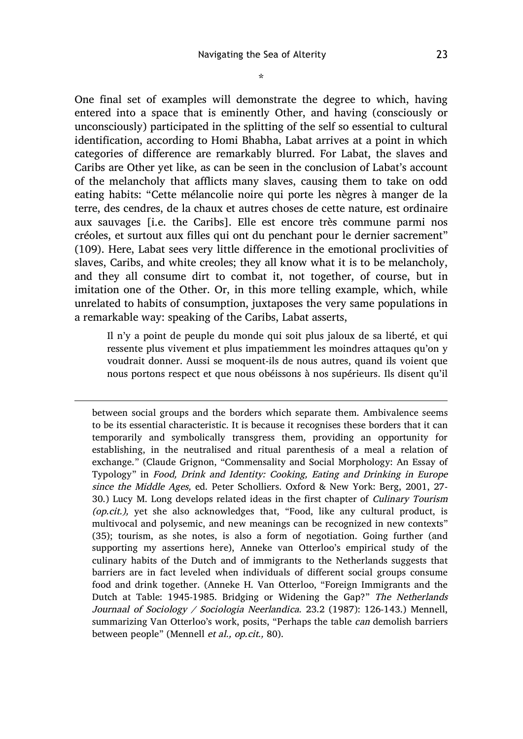*

One final set of examples will demonstrate the degree to which, having entered into a space that is eminently Other, and having (consciously or unconsciously) participated in the splitting of the self so essential to cultural identification, according to Homi Bhabha, Labat arrives at a point in which categories of difference are remarkably blurred. For Labat, the slaves and Caribs are Other yet like, as can be seen in the conclusion of Labat's account of the melancholy that afflicts many slaves, causing them to take on odd eating habits: "Cette mélancolie noire qui porte les nègres à manger de la terre, des cendres, de la chaux et autres choses de cette nature, est ordinaire aux sauvages [i.e. the Caribs]. Elle est encore très commune parmi nos créoles, et surtout aux filles qui ont du penchant pour le dernier sacrement" (109). Here, Labat sees very little difference in the emotional proclivities of slaves, Caribs, and white creoles; they all know what it is to be melancholy, and they all consume dirt to combat it, not together, of course, but in imitation one of the Other. Or, in this more telling example, which, while unrelated to habits of consumption, juxtaposes the very same populations in a remarkable way: speaking of the Caribs, Labat asserts,

> Il n'y a point de peuple du monde qui soit plus jaloux de sa liberté, et qui ressente plus vivement et plus impatiemment les moindres attaques qu'on y voudrait donner. Aussi se moquent-ils de nous autres, quand ils voient que nous portons respect et que nous obéissons à nos supérieurs. Ils disent qu'il

---

between social groups and the borders which separate them. Ambivalence seems to be its essential characteristic. It is because it recognises these borders that it can temporarily and symbolically transgress them, providing an opportunity for establishing, in the neutralised and ritual parenthesis of a meal a relation of exchange." (Claude Grignon, "Commensality and Social Morphology: An Essay of Typology" in *Food, Drink and Identity: Cooking, Eating and Drinking in Europe since the Middle Ages,* ed. Peter Scholliers. Oxford & New York: Berg, 2001, 27-30.) Lucy M. Long develops related ideas in the first chapter of *Culinary Tourism (op.cit.),* yet she also acknowledges that, "Food, like any cultural product, is multivocal and polysemic, and new meanings can be recognized in new contexts" (35); tourism, as she notes, is also a form of negotiation. Going further (and supporting my assertions here), Anneke van Otterloo's empirical study of the culinary habits of the Dutch and of immigrants to the Netherlands suggests that barriers are in fact leveled when individuals of different social groups consume food and drink together. (Anneke H. Van Otterloo, "Foreign Immigrants and the Dutch at Table: 1945-1985. Bridging or Widening the Gap?" *The Netherlands Journaal of Sociology / Sociologia Neerlandica*. 23.2 (1987): 126-143.) Mennell, summarizing Van Otterloo's work, posits, "Perhaps the table *can* demolish barriers between people" (Mennell *et al., op.cit.,* 80).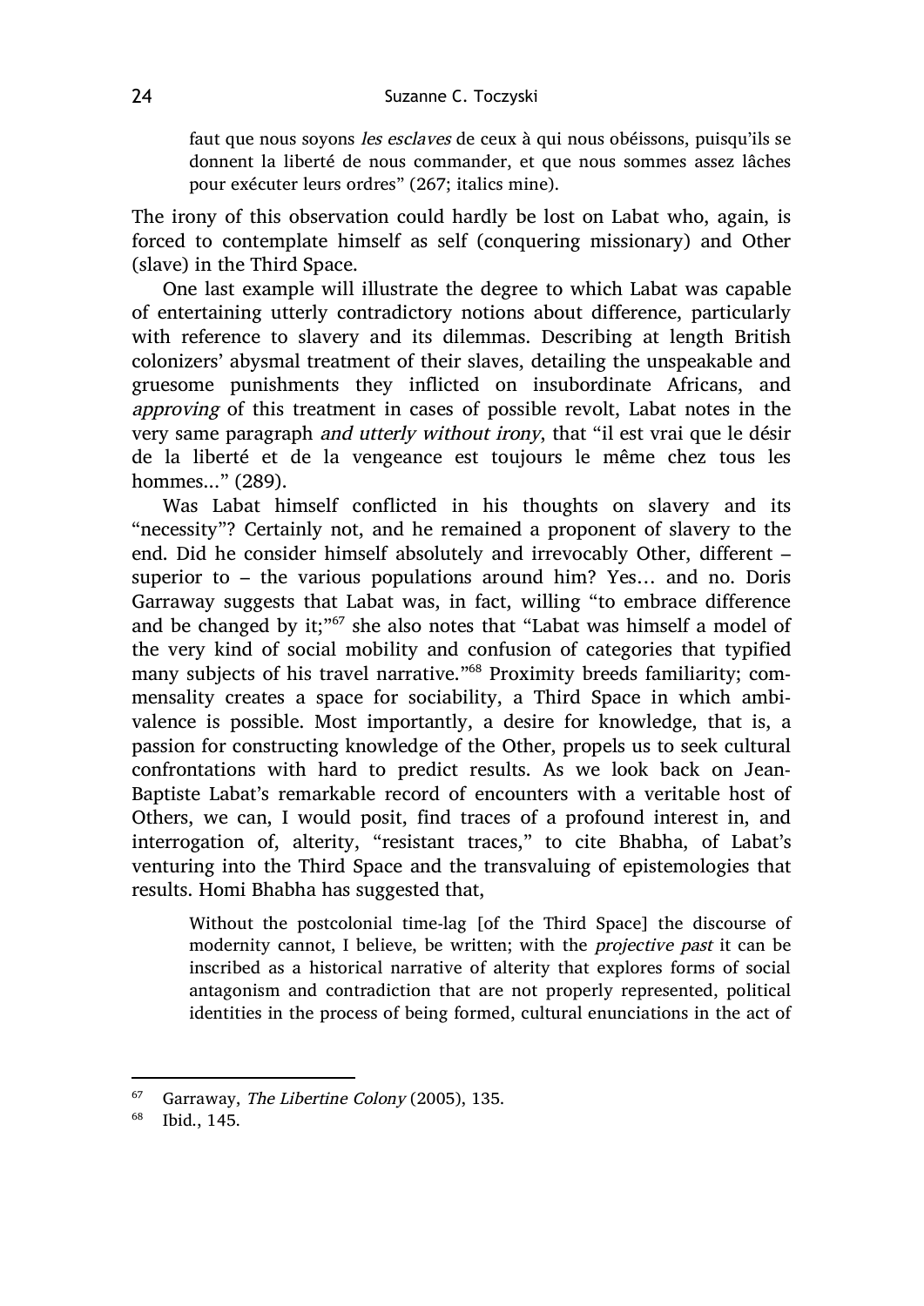> faut que nous soyons *les esclaves* de ceux à qui nous obéissons, puisqu'ils se donnent la liberté de nous commander, et que nous sommes assez lâches pour exécuter leurs ordres" (267; italics mine).

The irony of this observation could hardly be lost on Labat who, again, is forced to contemplate himself as self (conquering missionary) and Other (slave) in the Third Space.

One last example will illustrate the degree to which Labat was capable of entertaining utterly contradictory notions about difference, particularly with reference to slavery and its dilemmas. Describing at length British colonizers' abysmal treatment of their slaves, detailing the unspeakable and gruesome punishments they inflicted on insubordinate Africans, and *approving* of this treatment in cases of possible revolt, Labat notes in the very same paragraph *and utterly without irony*, that "il est vrai que le désir de la liberté et de la vengeance est toujours le même chez tous les hommes..." (289).

Was Labat himself conflicted in his thoughts on slavery and its "necessity"? Certainly not, and he remained a proponent of slavery to the end. Did he consider himself absolutely and irrevocably Other, different – superior to – the various populations around him? Yes… and no. Doris Garraway suggests that Labat was, in fact, willing "to embrace difference and be changed by it;"[67] she also notes that "Labat was himself a model of the very kind of social mobility and confusion of categories that typified many subjects of his travel narrative."[68] Proximity breeds familiarity; commensality creates a space for sociability, a Third Space in which ambivalence is possible. Most importantly, a desire for knowledge, that is, a passion for constructing knowledge of the Other, propels us to seek cultural confrontations with hard to predict results. As we look back on Jean-Baptiste Labat's remarkable record of encounters with a veritable host of Others, we can, I would posit, find traces of a profound interest in, and interrogation of, alterity, "resistant traces," to cite Bhabha, of Labat's venturing into the Third Space and the transvaluing of epistemologies that results. Homi Bhabha has suggested that,

> Without the postcolonial time-lag [of the Third Space] the discourse of modernity cannot, I believe, be written; with the *projective past* it can be inscribed as a historical narrative of alterity that explores forms of social antagonism and contradiction that are not properly represented, political identities in the process of being formed, cultural enunciations in the act of

---

[67] Garraway, *The Libertine Colony* (2005), 135.

[68] Ibid., 145.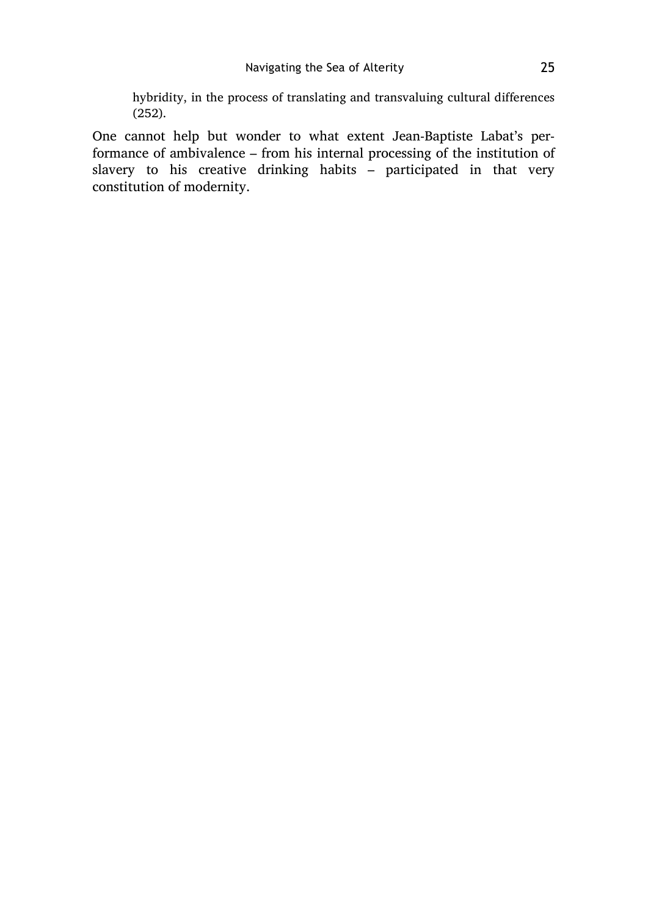> hybridity, in the process of translating and transvaluing cultural differences (252).

One cannot help but wonder to what extent Jean-Baptiste Labat's performance of ambivalence – from his internal processing of the institution of slavery to his creative drinking habits – participated in that very constitution of modernity.